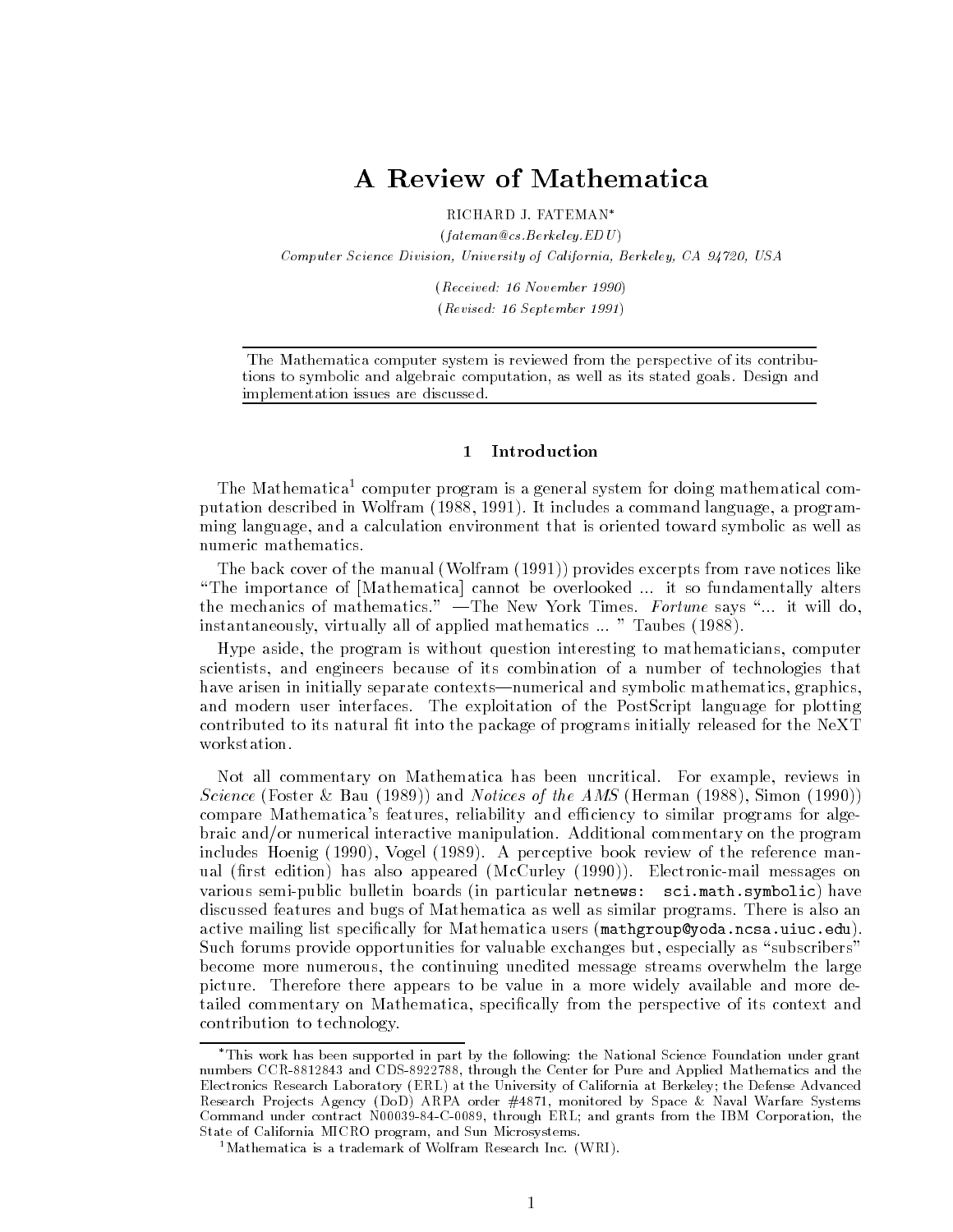# A Review of Mathematica

RICHARD J. FATEMAN*

(*fateman@cs.Berkeley.EDU*)

*Computer Science Division, University of California, Berkeley, CA 94720, USA*

(*Received: 16 November 1990*)

(*Revised: 16 September 1991*)

---

The Mathematica computer system is reviewed from the perspective of its contributions to symbolic and algebraic computation, as well as its stated goals. Design and implementation issues are discussed.

---

## 1 Introduction

The Mathematica[1] computer program is a general system for doing mathematical computation described in Wolfram (1988, 1991). It includes a command language, a programming language, and a calculation environment that is oriented toward symbolic as well as numeric mathematics.

The back cover of the manual (Wolfram (1991)) provides excerpts from rave notices like "The importance of [Mathematica] cannot be overlooked ... it so fundamentally alters the mechanics of mathematics." —The New York Times. *Fortune* says "... it will do, instantaneously, virtually all of applied mathematics ... " Taubes (1988).

Hype aside, the program is without question interesting to mathematicians, computer scientists, and engineers because of its combination of a number of technologies that have arisen in initially separate contexts—numerical and symbolic mathematics, graphics, and modern user interfaces. The exploitation of the PostScript language for plotting contributed to its natural fit into the package of programs initially released for the NeXT workstation.

Not all commentary on Mathematica has been uncritical. For example, reviews in *Science* (Foster & Bau (1989)) and *Notices of the AMS* (Herman (1988), Simon (1990)) compare Mathematica's features, reliability and efficiency to similar programs for algebraic and/or numerical interactive manipulation. Additional commentary on the program includes Hoenig (1990), Vogel (1989). A perceptive book review of the reference manual (first edition) has also appeared (McCurley (1990)). Electronic-mail messages on various semi-public bulletin boards (in particular `netnews: sci.math.symbolic`) have discussed features and bugs of Mathematica as well as similar programs. There is also an active mailing list specifically for Mathematica users (`mathgroup@yoda.ncsa.uiuc.edu`). Such forums provide opportunities for valuable exchanges but, especially as "subscribers" become more numerous, the continuing unedited message streams overwhelm the large picture. Therefore there appears to be value in a more widely available and more detailed commentary on Mathematica, specifically from the perspective of its context and contribution to technology.

---

*This work has been supported in part by the following: the National Science Foundation under grant numbers CCR-8812843 and CDS-8922788, through the Center for Pure and Applied Mathematics and the Electronics Research Laboratory (ERL) at the University of California at Berkeley; the Defense Advanced Research Projects Agency (DoD) ARPA order #4871, monitored by Space & Naval Warfare Systems Command under contract N00039-84-C-0089, through ERL; and grants from the IBM Corporation, the State of California MICRO program, and Sun Microsystems.

[1] Mathematica is a trademark of Wolfram Research Inc. (WRI).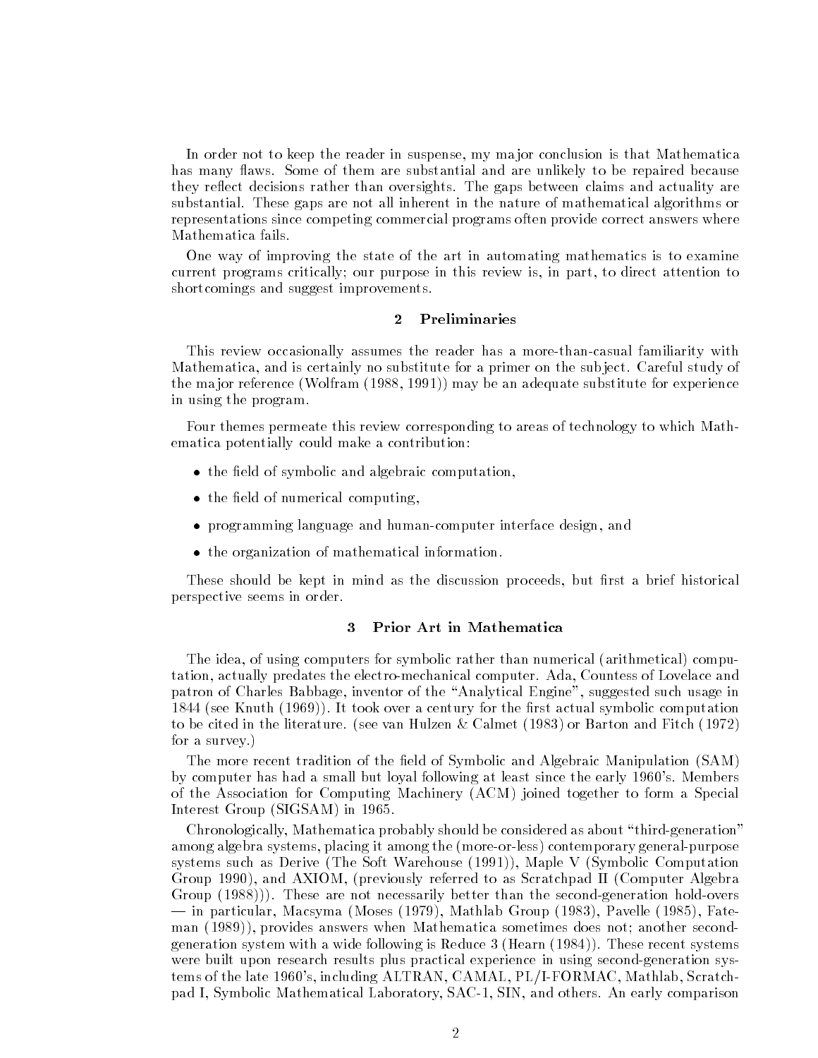In order not to keep the reader in suspense, my major conclusion is that Mathematica has many flaws. Some of them are substantial and are unlikely to be repaired because they reflect decisions rather than oversights. The gaps between claims and actuality are substantial. These gaps are not all inherent in the nature of mathematical algorithms or representations since competing commercial programs often provide correct answers where Mathematica fails.

One way of improving the state of the art in automating mathematics is to examine current programs critically; our purpose in this review is, in part, to direct attention to shortcomings and suggest improvements.

## 2 Preliminaries

This review occasionally assumes the reader has a more-than-casual familiarity with Mathematica, and is certainly no substitute for a primer on the subject. Careful study of the major reference (Wolfram (1988, 1991)) may be an adequate substitute for experience in using the program.

Four themes permeate this review corresponding to areas of technology to which Mathematica potentially could make a contribution:

- the field of symbolic and algebraic computation,
- the field of numerical computing,
- programming language and human-computer interface design, and
- the organization of mathematical information.

These should be kept in mind as the discussion proceeds, but first a brief historical perspective seems in order.

## 3 Prior Art in Mathematica

The idea, of using computers for symbolic rather than numerical (arithmetical) computation, actually predates the electro-mechanical computer. Ada, Countess of Lovelace and patron of Charles Babbage, inventor of the "Analytical Engine", suggested such usage in 1844 (see Knuth (1969)). It took over a century for the first actual symbolic computation to be cited in the literature. (see van Hulzen & Calmet (1983) or Barton and Fitch (1972) for a survey.)

The more recent tradition of the field of Symbolic and Algebraic Manipulation (SAM) by computer has had a small but loyal following at least since the early 1960's. Members of the Association for Computing Machinery (ACM) joined together to form a Special Interest Group (SIGSAM) in 1965.

Chronologically, Mathematica probably should be considered as about "third-generation" among algebra systems, placing it among the (more-or-less) contemporary general-purpose systems such as Derive (The Soft Warehouse (1991)), Maple V (Symbolic Computation Group 1990), and AXIOM, (previously referred to as Scratchpad II (Computer Algebra Group (1988))). These are not necessarily better than the second-generation hold-overs — in particular, Macsyma (Moses (1979), Mathlab Group (1983), Pavelle (1985), Fateman (1989)), provides answers when Mathematica sometimes does not; another second-generation system with a wide following is Reduce 3 (Hearn (1984)). These recent systems were built upon research results plus practical experience in using second-generation systems of the late 1960's, including ALTRAN, CAMAL, PL/I-FORMAC, Mathlab, Scratchpad I, Symbolic Mathematical Laboratory, SAC-1, SIN, and others. An early comparison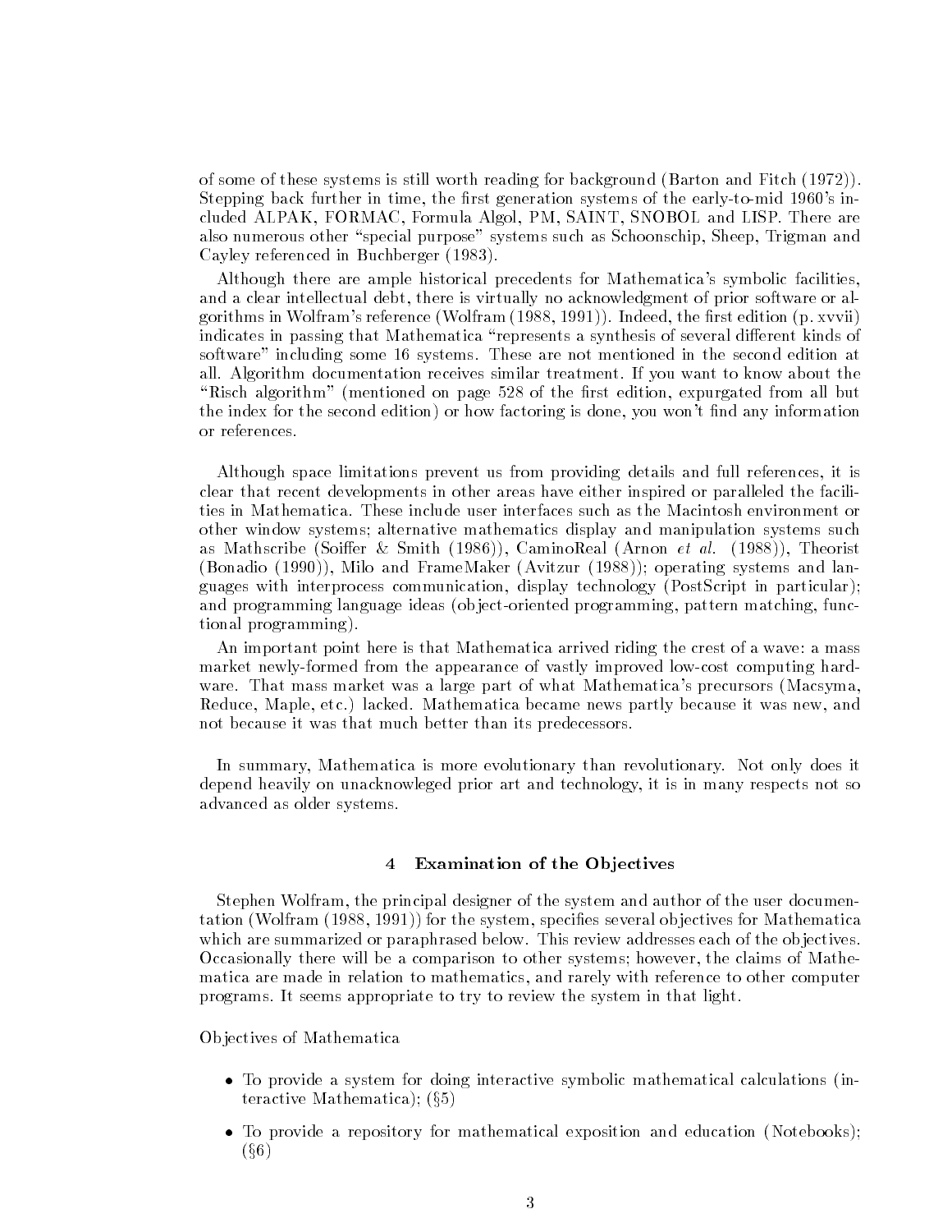of some of these systems is still worth reading for background (Barton and Fitch (1972)). Stepping back further in time, the first generation systems of the early-to-mid 1960's included ALPAK, FORMAC, Formula Algol, PM, SAINT, SNOBOL and LISP. There are also numerous other "special purpose" systems such as Schoonschip, Sheep, Trigman and Cayley referenced in Buchberger (1983).

Although there are ample historical precedents for Mathematica's symbolic facilities, and a clear intellectual debt, there is virtually no acknowledgment of prior software or algorithms in Wolfram's reference (Wolfram (1988, 1991)). Indeed, the first edition (p. xxvii) indicates in passing that Mathematica "represents a synthesis of several different kinds of software" including some 16 systems. These are not mentioned in the second edition at all. Algorithm documentation receives similar treatment. If you want to know about the "Risch algorithm" (mentioned on page 528 of the first edition, expurgated from all but the index for the second edition) or how factoring is done, you won't find any information or references.

Although space limitations prevent us from providing details and full references, it is clear that recent developments in other areas have either inspired or paralleled the facilities in Mathematica. These include user interfaces such as the Macintosh environment or other window systems; alternative mathematics display and manipulation systems such as Mathscribe (Soiffer & Smith (1986)), CaminoReal (Arnon *et al.* (1988)), Theorist (Bonadio (1990)), Milo and FrameMaker (Avitzur (1988)); operating systems and languages with interprocess communication, display technology (PostScript in particular); and programming language ideas (object-oriented programming, pattern matching, functional programming).

An important point here is that Mathematica arrived riding the crest of a wave: a mass market newly-formed from the appearance of vastly improved low-cost computing hardware. That mass market was a large part of what Mathematica's precursors (Macsyma, Reduce, Maple, etc.) lacked. Mathematica became news partly because it was new, and not because it was that much better than its predecessors.

In summary, Mathematica is more evolutionary than revolutionary. Not only does it depend heavily on unacknowleged prior art and technology, it is in many respects not so advanced as older systems.

## 4 Examination of the Objectives

Stephen Wolfram, the principal designer of the system and author of the user documentation (Wolfram (1988, 1991)) for the system, specifies several objectives for Mathematica which are summarized or paraphrased below. This review addresses each of the objectives. Occasionally there will be a comparison to other systems; however, the claims of Mathematica are made in relation to mathematics, and rarely with reference to other computer programs. It seems appropriate to try to review the system in that light.

Objectives of Mathematica

- To provide a system for doing interactive symbolic mathematical calculations (interactive Mathematica); (§5)
- To provide a repository for mathematical exposition and education (Notebooks); (§6)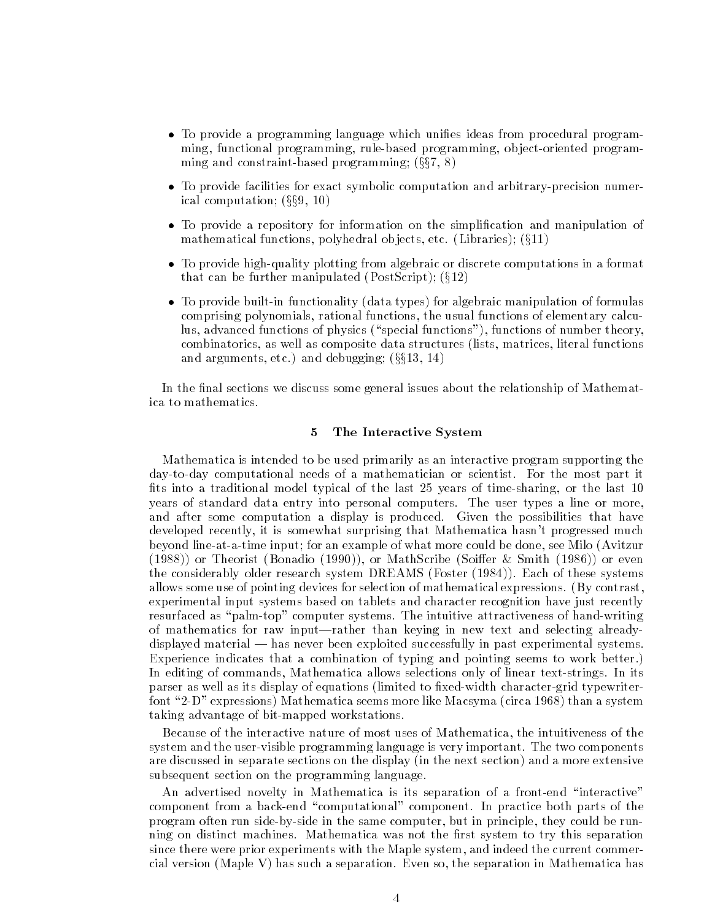- To provide a programming language which unifies ideas from procedural programming, functional programming, rule-based programming, object-oriented programming and constraint-based programming; (§§7, 8)
- To provide facilities for exact symbolic computation and arbitrary-precision numerical computation; (§§9, 10)
- To provide a repository for information on the simplification and manipulation of mathematical functions, polyhedral objects, etc. (Libraries); (§11)
- To provide high-quality plotting from algebraic or discrete computations in a format that can be further manipulated (PostScript); (§12)
- To provide built-in functionality (data types) for algebraic manipulation of formulas comprising polynomials, rational functions, the usual functions of elementary calculus, advanced functions of physics ("special functions"), functions of number theory, combinatorics, as well as composite data structures (lists, matrices, literal functions and arguments, etc.) and debugging; (§§13, 14)

In the final sections we discuss some general issues about the relationship of Mathematica to mathematics.

## 5 The Interactive System

Mathematica is intended to be used primarily as an interactive program supporting the day-to-day computational needs of a mathematician or scientist. For the most part it fits into a traditional model typical of the last 25 years of time-sharing, or the last 10 years of standard data entry into personal computers. The user types a line or more, and after some computation a display is produced. Given the possibilities that have developed recently, it is somewhat surprising that Mathematica hasn't progressed much beyond line-at-a-time input; for an example of what more could be done, see Milo (Avitzur (1988)) or Theorist (Bonadio (1990)), or MathScribe (Soiffer & Smith (1986)) or even the considerably older research system DREAMS (Foster (1984)). Each of these systems allows some use of pointing devices for selection of mathematical expressions. (By contrast, experimental input systems based on tablets and character recognition have just recently resurfaced as "palm-top" computer systems. The intuitive attractiveness of hand-writing of mathematics for raw input—rather than keying in new text and selecting already-displayed material — has never been exploited successfully in past experimental systems. Experience indicates that a combination of typing and pointing seems to work better.) In editing of commands, Mathematica allows selections only of linear text-strings. In its parser as well as its display of equations (limited to fixed-width character-grid typewriter-font "2-D" expressions) Mathematica seems more like Macsyma (circa 1968) than a system taking advantage of bit-mapped workstations.

Because of the interactive nature of most uses of Mathematica, the intuitiveness of the system and the user-visible programming language is very important. The two components are discussed in separate sections on the display (in the next section) and a more extensive subsequent section on the programming language.

An advertised novelty in Mathematica is its separation of a front-end "interactive" component from a back-end "computational" component. In practice both parts of the program often run side-by-side in the same computer, but in principle, they could be running on distinct machines. Mathematica was not the first system to try this separation since there were prior experiments with the Maple system, and indeed the current commercial version (Maple V) has such a separation. Even so, the separation in Mathematica has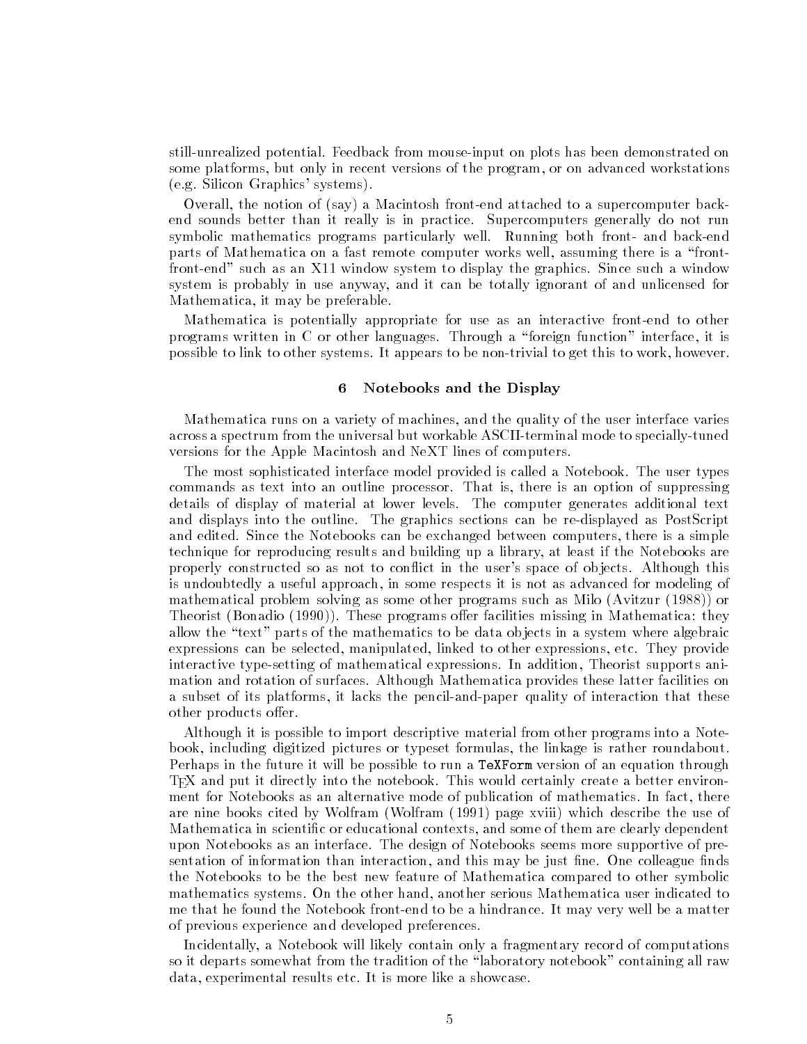still-unrealized potential. Feedback from mouse-input on plots has been demonstrated on some platforms, but only in recent versions of the program, or on advanced workstations (e.g. Silicon Graphics' systems).

Overall, the notion of (say) a Macintosh front-end attached to a supercomputer back-end sounds better than it really is in practice. Supercomputers generally do not run symbolic mathematics programs particularly well. Running both front- and back-end parts of Mathematica on a fast remote computer works well, assuming there is a "front-front-end" such as an X11 window system to display the graphics. Since such a window system is probably in use anyway, and it can be totally ignorant of and unlicensed for Mathematica, it may be preferable.

Mathematica is potentially appropriate for use as an interactive front-end to other programs written in C or other languages. Through a "foreign function" interface, it is possible to link to other systems. It appears to be non-trivial to get this to work, however.

## 6 Notebooks and the Display

Mathematica runs on a variety of machines, and the quality of the user interface varies across a spectrum from the universal but workable ASCII-terminal mode to specially-tuned versions for the Apple Macintosh and NeXT lines of computers.

The most sophisticated interface model provided is called a Notebook. The user types commands as text into an outline processor. That is, there is an option of suppressing details of display of material at lower levels. The computer generates additional text and displays into the outline. The graphics sections can be re-displayed as PostScript and edited. Since the Notebooks can be exchanged between computers, there is a simple technique for reproducing results and building up a library, at least if the Notebooks are properly constructed so as not to conflict in the user's space of objects. Although this is undoubtedly a useful approach, in some respects it is not as advanced for modeling of mathematical problem solving as some other programs such as Milo (Avitzur (1988)) or Theorist (Bonadio (1990)). These programs offer facilities missing in Mathematica: they allow the "text" parts of the mathematics to be data objects in a system where algebraic expressions can be selected, manipulated, linked to other expressions, etc. They provide interactive type-setting of mathematical expressions. In addition, Theorist supports animation and rotation of surfaces. Although Mathematica provides these latter facilities on a subset of its platforms, it lacks the pencil-and-paper quality of interaction that these other products offer.

Although it is possible to import descriptive material from other programs into a Notebook, including digitized pictures or typeset formulas, the linkage is rather roundabout. Perhaps in the future it will be possible to run a `TeXForm` version of an equation through TEX and put it directly into the notebook. This would certainly create a better environment for Notebooks as an alternative mode of publication of mathematics. In fact, there are nine books cited by Wolfram (Wolfram (1991) page xviii) which describe the use of Mathematica in scientific or educational contexts, and some of them are clearly dependent upon Notebooks as an interface. The design of Notebooks seems more supportive of presentation of information than interaction, and this may be just fine. One colleague finds the Notebooks to be the best new feature of Mathematica compared to other symbolic mathematics systems. On the other hand, another serious Mathematica user indicated to me that he found the Notebook front-end to be a hindrance. It may very well be a matter of previous experience and developed preferences.

Incidentally, a Notebook will likely contain only a fragmentary record of computations so it departs somewhat from the tradition of the "laboratory notebook" containing all raw data, experimental results etc. It is more like a showcase.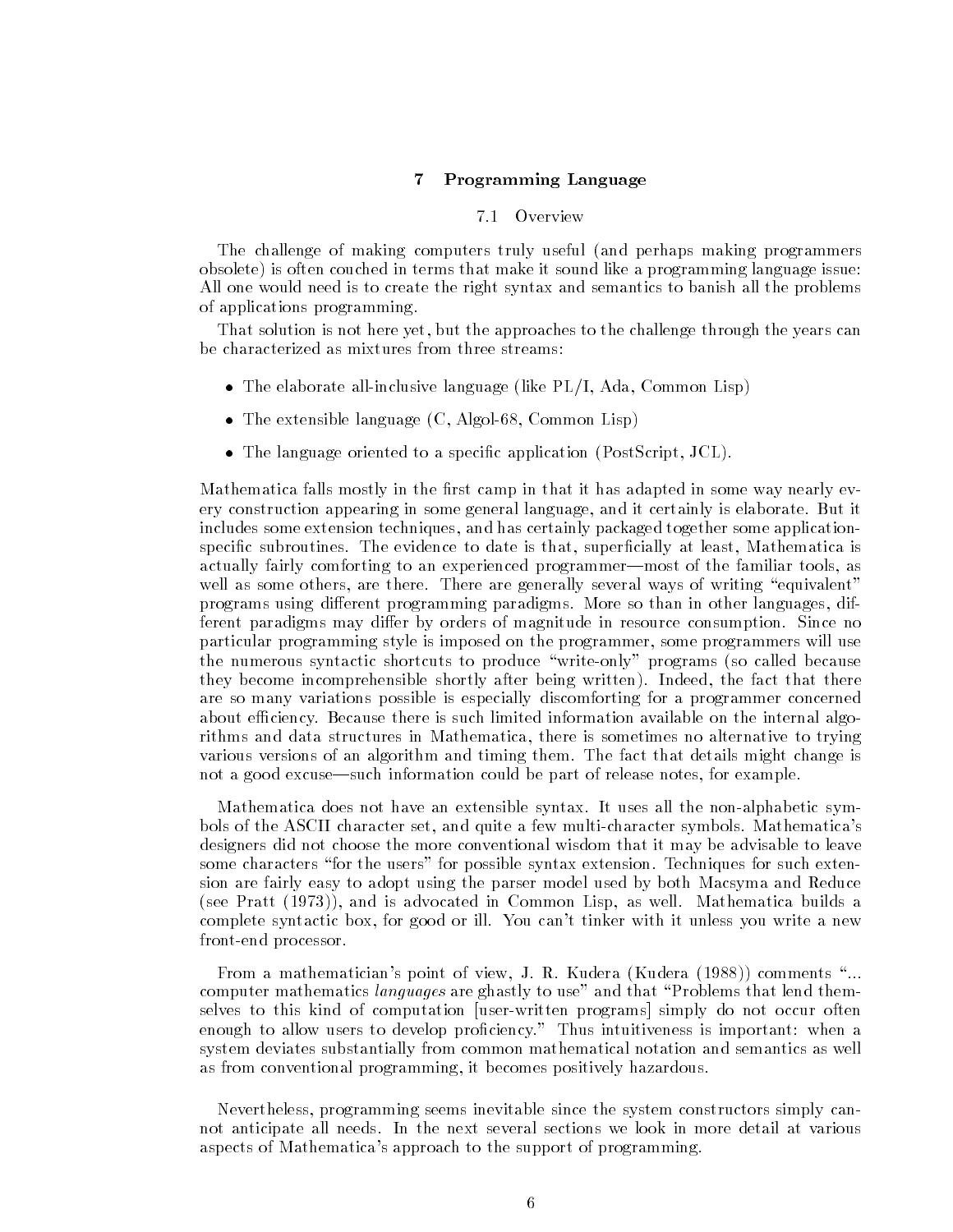## 7 Programming Language

### 7.1 Overview

The challenge of making computers truly useful (and perhaps making programmers obsolete) is often couched in terms that make it sound like a programming language issue: All one would need is to create the right syntax and semantics to banish all the problems of applications programming.

That solution is not here yet, but the approaches to the challenge through the years can be characterized as mixtures from three streams:

- The elaborate all-inclusive language (like PL/I, Ada, Common Lisp)
- The extensible language (C, Algol-68, Common Lisp)
- The language oriented to a specific application (PostScript, JCL).

Mathematica falls mostly in the first camp in that it has adapted in some way nearly every construction appearing in some general language, and it certainly is elaborate. But it includes some extension techniques, and has certainly packaged together some application-specific subroutines. The evidence to date is that, superficially at least, Mathematica is actually fairly comforting to an experienced programmer—most of the familiar tools, as well as some others, are there. There are generally several ways of writing "equivalent" programs using different programming paradigms. More so than in other languages, different paradigms may differ by orders of magnitude in resource consumption. Since no particular programming style is imposed on the programmer, some programmers will use the numerous syntactic shortcuts to produce "write-only" programs (so called because they become incomprehensible shortly after being written). Indeed, the fact that there are so many variations possible is especially discomforting for a programmer concerned about efficiency. Because there is such limited information available on the internal algorithms and data structures in Mathematica, there is sometimes no alternative to trying various versions of an algorithm and timing them. The fact that details might change is not a good excuse—such information could be part of release notes, for example.

Mathematica does not have an extensible syntax. It uses all the non-alphabetic symbols of the ASCII character set, and quite a few multi-character symbols. Mathematica's designers did not choose the more conventional wisdom that it may be advisable to leave some characters "for the users" for possible syntax extension. Techniques for such extension are fairly easy to adopt using the parser model used by both Macsyma and Reduce (see Pratt (1973)), and is advocated in Common Lisp, as well. Mathematica builds a complete syntactic box, for good or ill. You can't tinker with it unless you write a new front-end processor.

From a mathematician's point of view, J. R. Kudera (Kudera (1988)) comments "... computer mathematics *languages* are ghastly to use" and that "Problems that lend themselves to this kind of computation [user-written programs] simply do not occur often enough to allow users to develop proficiency." Thus intuitiveness is important: when a system deviates substantially from common mathematical notation and semantics as well as from conventional programming, it becomes positively hazardous.

Nevertheless, programming seems inevitable since the system constructors simply cannot anticipate all needs. In the next several sections we look in more detail at various aspects of Mathematica's approach to the support of programming.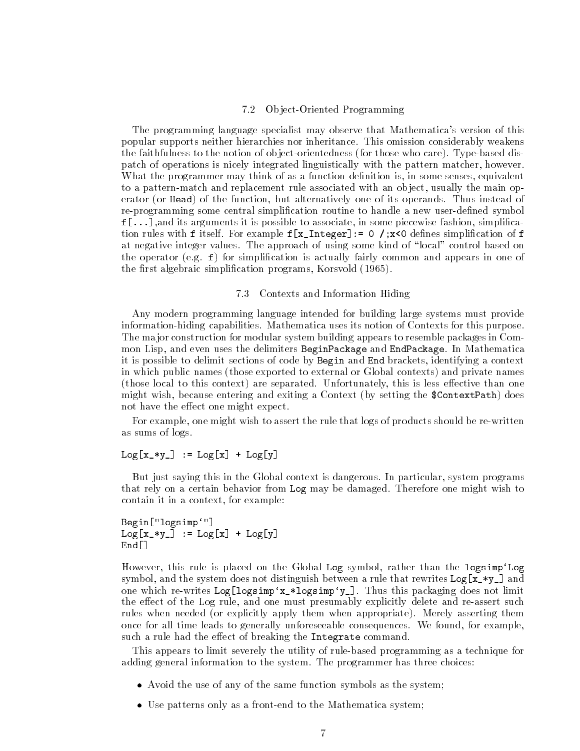### 7.2 Object-Oriented Programming

The programming language specialist may observe that Mathematica's version of this popular supports neither hierarchies nor inheritance. This omission considerably weakens the faithfulness to the notion of object-orientedness (for those who care). Type-based dispatch of operations is nicely integrated linguistically with the pattern matcher, however. What the programmer may think of as a function definition is, in some senses, equivalent to a pattern-match and replacement rule associated with an object, usually the main operator (or `Head`) of the function, but alternatively one of its operands. Thus instead of re-programming some central simplification routine to handle a new user-defined symbol `f[...]`,and its arguments it is possible to associate, in some piecewise fashion, simplification rules with `f` itself. For example `f[x_Integer]:= 0 /;x<0` defines simplification of `f` at negative integer values. The approach of using some kind of "local" control based on the operator (e.g. `f`) for simplification is actually fairly common and appears in one of the first algebraic simplification programs, Korsvold (1965).

### 7.3 Contexts and Information Hiding

Any modern programming language intended for building large systems must provide information-hiding capabilities. Mathematica uses its notion of Contexts for this purpose. The major construction for modular system building appears to resemble packages in Common Lisp, and even uses the delimiters `BeginPackage` and `EndPackage`. In Mathematica it is possible to delimit sections of code by `Begin` and `End` brackets, identifying a context in which public names (those exported to external or Global contexts) and private names (those local to this context) are separated. Unfortunately, this is less effective than one might wish, because entering and exiting a Context (by setting the `$ContextPath`) does not have the effect one might expect.

For example, one might wish to assert the rule that logs of products should be re-written as sums of logs.

```
Log[x_*y_] := Log[x] + Log[y]
```

But just saying this in the Global context is dangerous. In particular, system programs that rely on a certain behavior from `Log` may be damaged. Therefore one might wish to contain it in a context, for example:

```
Begin["logsimp`"]
Log[x_*y_] := Log[x] + Log[y]
End[]
```

However, this rule is placed on the Global `Log` symbol, rather than the ``logsimp`Log`` symbol, and the system does not distinguish between a rule that rewrites `Log[x_*y_]` and one which re-writes ``Log[logsimp`x_*logsimp`y_]``. Thus this packaging does not limit the effect of the Log rule, and one must presumably explicitly delete and re-assert such rules when needed (or explicitly apply them when appropriate). Merely asserting them once for all time leads to generally unforeseeable consequences. We found, for example, such a rule had the effect of breaking the `Integrate` command.

This appears to limit severely the utility of rule-based programming as a technique for adding general information to the system. The programmer has three choices:

- Avoid the use of any of the same function symbols as the system;
- Use patterns only as a front-end to the Mathematica system;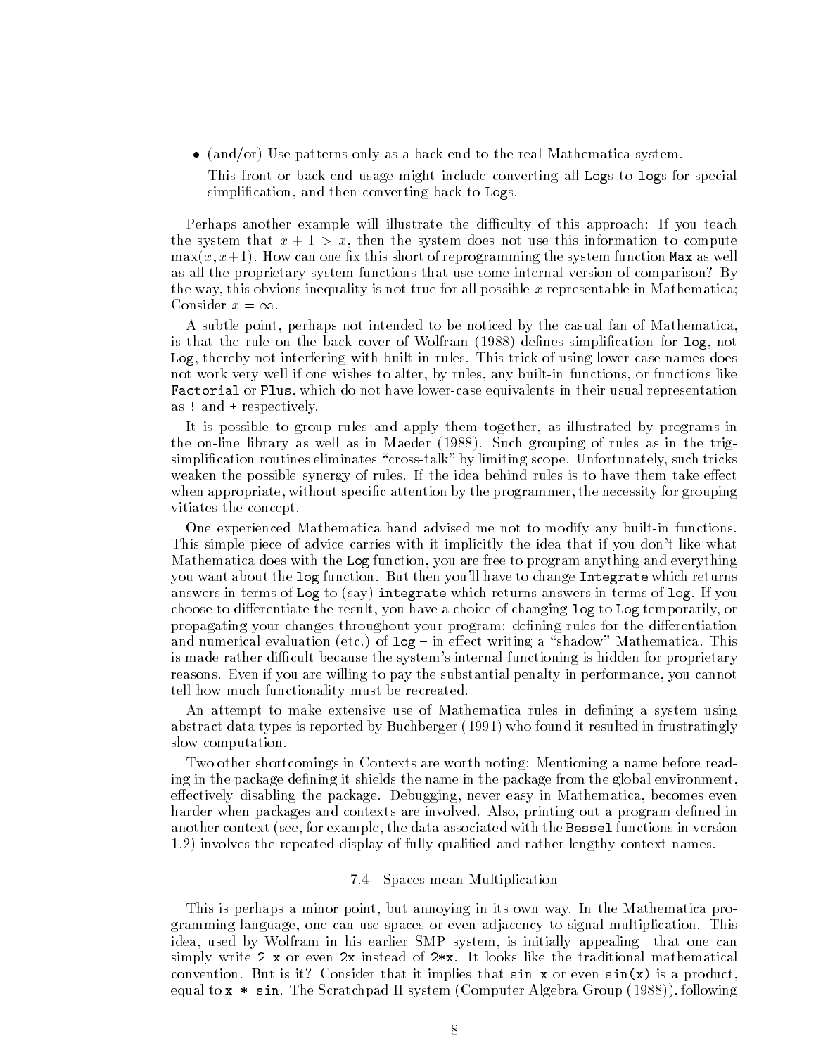- (and/or) Use patterns only as a back-end to the real Mathematica system.

  This front or back-end usage might include converting all `Log`s to `log`s for special simplification, and then converting back to `Log`s.

Perhaps another example will illustrate the difficulty of this approach: If you teach the system that $x + 1 > x$, then the system does not use this information to compute $\max(x, x+1)$. How can one fix this short of reprogramming the system function `Max` as well as all the proprietary system functions that use some internal version of comparison? By the way, this obvious inequality is not true for all possible $x$ representable in Mathematica; Consider $x = \infty$.

A subtle point, perhaps not intended to be noticed by the casual fan of Mathematica, is that the rule on the back cover of Wolfram (1988) defines simplification for `log`, not `Log`, thereby not interfering with built-in rules. This trick of using lower-case names does not work very well if one wishes to alter, by rules, any built-in functions, or functions like `Factorial` or `Plus`, which do not have lower-case equivalents in their usual representation as `!` and `+` respectively.

It is possible to group rules and apply them together, as illustrated by programs in the on-line library as well as in Maeder (1988). Such grouping of rules as in the trig-simplification routines eliminates "cross-talk" by limiting scope. Unfortunately, such tricks weaken the possible synergy of rules. If the idea behind rules is to have them take effect when appropriate, without specific attention by the programmer, the necessity for grouping vitiates the concept.

One experienced Mathematica hand advised me not to modify any built-in functions. This simple piece of advice carries with it implicitly the idea that if you don't like what Mathematica does with the `Log` function, you are free to program anything and everything you want about the `log` function. But then you'll have to change `Integrate` which returns answers in terms of `Log` to (say) `integrate` which returns answers in terms of `log`. If you choose to differentiate the result, you have a choice of changing `log` to `Log` temporarily, or propagating your changes throughout your program: defining rules for the differentiation and numerical evaluation (etc.) of `log` – in effect writing a "shadow" Mathematica. This is made rather difficult because the system's internal functioning is hidden for proprietary reasons. Even if you are willing to pay the substantial penalty in performance, you cannot tell how much functionality must be recreated.

An attempt to make extensive use of Mathematica rules in defining a system using abstract data types is reported by Buchberger (1991) who found it resulted in frustratingly slow computation.

Two other shortcomings in Contexts are worth noting: Mentioning a name before reading in the package defining it shields the name in the package from the global environment, effectively disabling the package. Debugging, never easy in Mathematica, becomes even harder when packages and contexts are involved. Also, printing out a program defined in another context (see, for example, the data associated with the `Bessel` functions in version 1.2) involves the repeated display of fully-qualified and rather lengthy context names.

### 7.4 Spaces mean Multiplication

This is perhaps a minor point, but annoying in its own way. In the Mathematica programming language, one can use spaces or even adjacency to signal multiplication. This idea, used by Wolfram in his earlier SMP system, is initially appealing—that one can simply write `2 x` or even `2x` instead of `2*x`. It looks like the traditional mathematical convention. But is it? Consider that it implies that `sin x` or even `sin(x)` is a product, equal to `x * sin`. The Scratchpad II system (Computer Algebra Group (1988)), following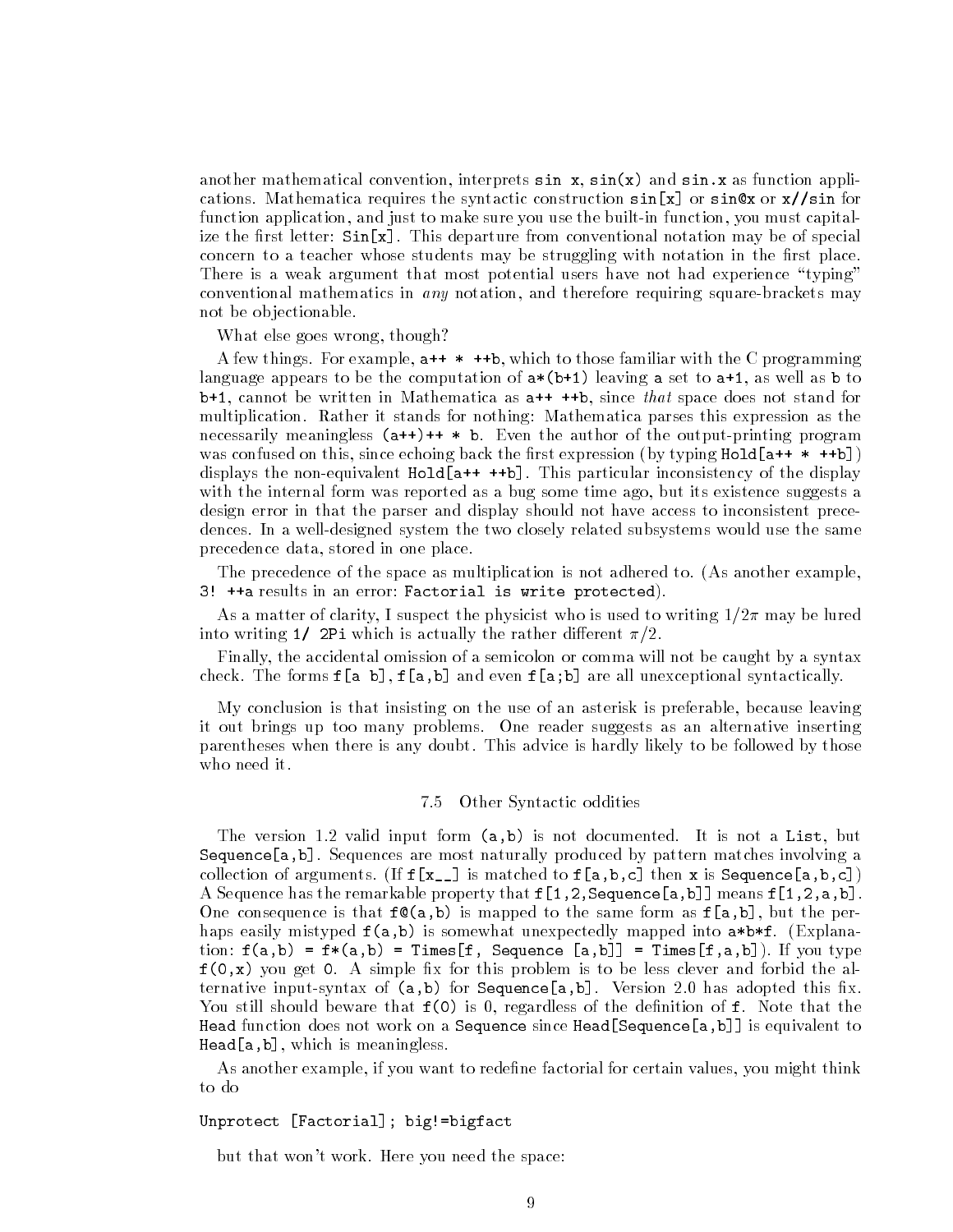another mathematical convention, interprets `sin x`, `sin(x)` and `sin.x` as function applications. Mathematica requires the syntactic construction `sin[x]` or `sin@x` or `x//sin` for function application, and just to make sure you use the built-in function, you must capitalize the first letter: `Sin[x]`. This departure from conventional notation may be of special concern to a teacher whose students may be struggling with notation in the first place. There is a weak argument that most potential users have not had experience "typing" conventional mathematics in *any* notation, and therefore requiring square-brackets may not be objectionable.

What else goes wrong, though?

A few things. For example, `a++ * ++b`, which to those familiar with the C programming language appears to be the computation of `a*(b+1)` leaving `a` set to `a+1`, as well as `b` to `b+1`, cannot be written in Mathematica as `a++ ++b`, since *that* space does not stand for multiplication. Rather it stands for nothing: Mathematica parses this expression as the necessarily meaningless `(a++)++ * b`. Even the author of the output-printing program was confused on this, since echoing back the first expression (by typing `Hold[a++ * ++b]`) displays the non-equivalent `Hold[a++ ++b]`. This particular inconsistency of the display with the internal form was reported as a bug some time ago, but its existence suggests a design error in that the parser and display should not have access to inconsistent precedences. In a well-designed system the two closely related subsystems would use the same precedence data, stored in one place.

The precedence of the space as multiplication is not adhered to. (As another example, `3! ++a` results in an error: `Factorial is write protected`).

As a matter of clarity, I suspect the physicist who is used to writing $1/2\pi$ may be lured into writing `1/ 2Pi` which is actually the rather different $\pi/2$.

Finally, the accidental omission of a semicolon or comma will not be caught by a syntax check. The forms `f[a b]`, `f[a,b]` and even `f[a;b]` are all unexceptional syntactically.

My conclusion is that insisting on the use of an asterisk is preferable, because leaving it out brings up too many problems. One reader suggests as an alternative inserting parentheses when there is any doubt. This advice is hardly likely to be followed by those who need it.

### 7.5 Other Syntactic oddities

The version 1.2 valid input form `(a,b)` is not documented. It is not a `List`, but `Sequence[a,b]`. Sequences are most naturally produced by pattern matches involving a collection of arguments. (If `f[x__]` is matched to `f[a,b,c]` then `x` is `Sequence[a,b,c]`) A Sequence has the remarkable property that `f[1,2,Sequence[a,b]]` means `f[1,2,a,b]`. One consequence is that `f@(a,b)` is mapped to the same form as `f[a,b]`, but the perhaps easily mistyped `f(a,b)` is somewhat unexpectedly mapped into `a*b*f`. (Explanation: `f(a,b) = f*(a,b) = Times[f, Sequence [a,b]] = Times[f,a,b]`). If you type `f(0,x)` you get `0`. A simple fix for this problem is to be less clever and forbid the alternative input-syntax of `(a,b)` for `Sequence[a,b]`. Version 2.0 has adopted this fix. You still should beware that `f(0)` is `0`, regardless of the definition of `f`. Note that the `Head` function does not work on a `Sequence` since `Head[Sequence[a,b]]` is equivalent to `Head[a,b]`, which is meaningless.

As another example, if you want to redefine factorial for certain values, you might think to do

```
Unprotect [Factorial]; big!=bigfact
```

but that won't work. Here you need the space: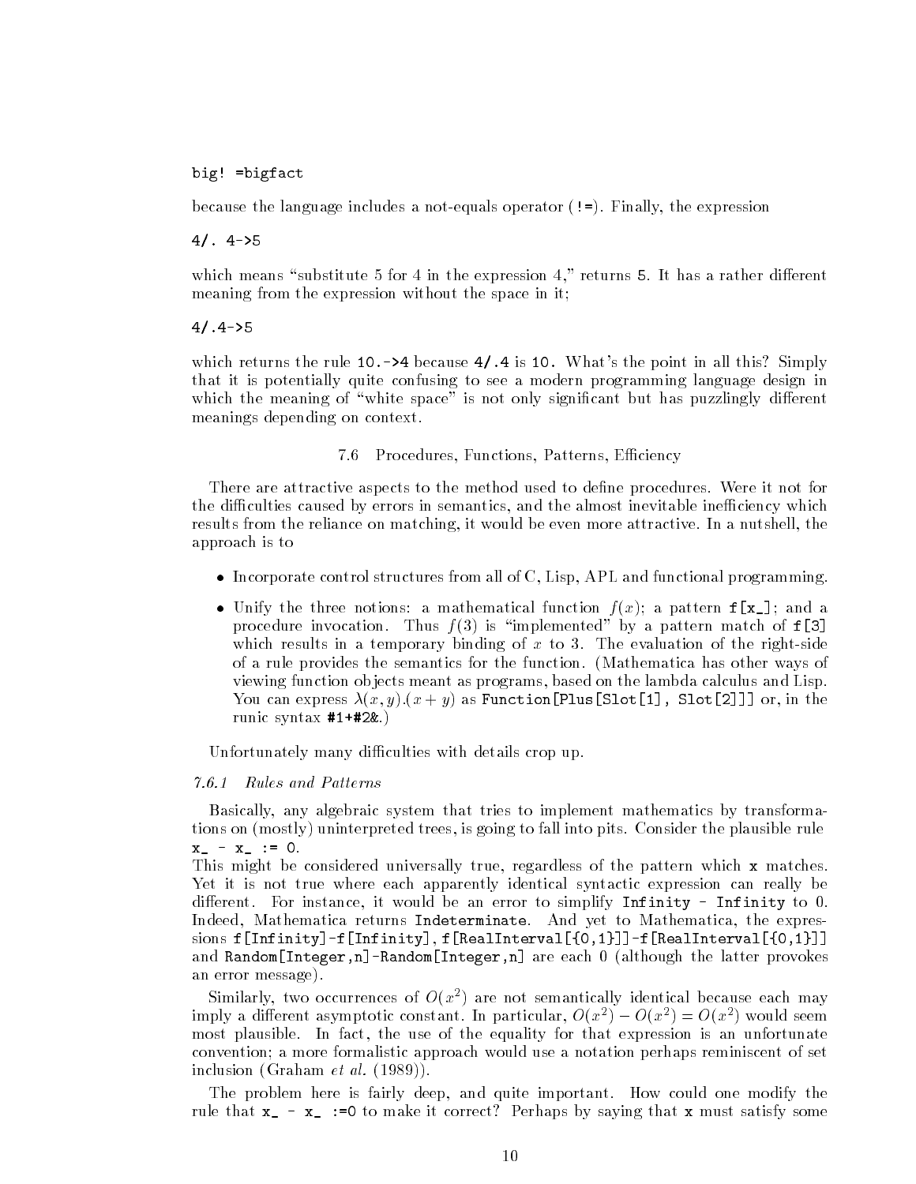```
big! =bigfact
```

because the language includes a not-equals operator (`!=`). Finally, the expression

```
4/. 4->5
```

which means "substitute 5 for 4 in the expression 4," returns `5`. It has a rather different meaning from the expression without the space in it;

```
4/.4->5
```

which returns the rule `10.->4` because `4/.4` is `10.` What's the point in all this? Simply that it is potentially quite confusing to see a modern programming language design in which the meaning of "white space" is not only significant but has puzzlingly different meanings depending on context.

## 7.6 Procedures, Functions, Patterns, Efficiency

There are attractive aspects to the method used to define procedures. Were it not for the difficulties caused by errors in semantics, and the almost inevitable inefficiency which results from the reliance on matching, it would be even more attractive. In a nutshell, the approach is to

- Incorporate control structures from all of C, Lisp, APL and functional programming.
- Unify the three notions: a mathematical function $f(x)$; a pattern `f[x_]`; and a procedure invocation. Thus $f(3)$ is "implemented" by a pattern match of `f[3]` which results in a temporary binding of $x$ to 3. The evaluation of the right-side of a rule provides the semantics for the function. (Mathematica has other ways of viewing function objects meant as programs, based on the lambda calculus and Lisp. You can express $\lambda(x, y).(x + y)$ as `Function[Plus[Slot[1], Slot[2]]]` or, in the runic syntax `#1+#2&`.)

Unfortunately many difficulties with details crop up.

### *7.6.1 Rules and Patterns*

Basically, any algebraic system that tries to implement mathematics by transformations on (mostly) uninterpreted trees, is going to fall into pits. Consider the plausible rule `x_ - x_ := 0`.

This might be considered universally true, regardless of the pattern which `x` matches. Yet it is not true where each apparently identical syntactic expression can really be different. For instance, it would be an error to simplify `Infinity - Infinity` to 0. Indeed, Mathematica returns `Indeterminate`. And yet to Mathematica, the expressions `f[Infinity]-f[Infinity]`, `f[RealInterval[{0,1}]]-f[RealInterval[{0,1}]]` and `Random[Integer,n]-Random[Integer,n]` are each 0 (although the latter provokes an error message).

Similarly, two occurrences of $O(x^2)$ are not semantically identical because each may imply a different asymptotic constant. In particular, $O(x^2) - O(x^2) = O(x^2)$ would seem most plausible. In fact, the use of the equality for that expression is an unfortunate convention; a more formalistic approach would use a notation perhaps reminiscent of set inclusion (Graham *et al.* (1989)).

The problem here is fairly deep, and quite important. How could one modify the rule that `x_ - x_ :=0` to make it correct? Perhaps by saying that `x` must satisfy some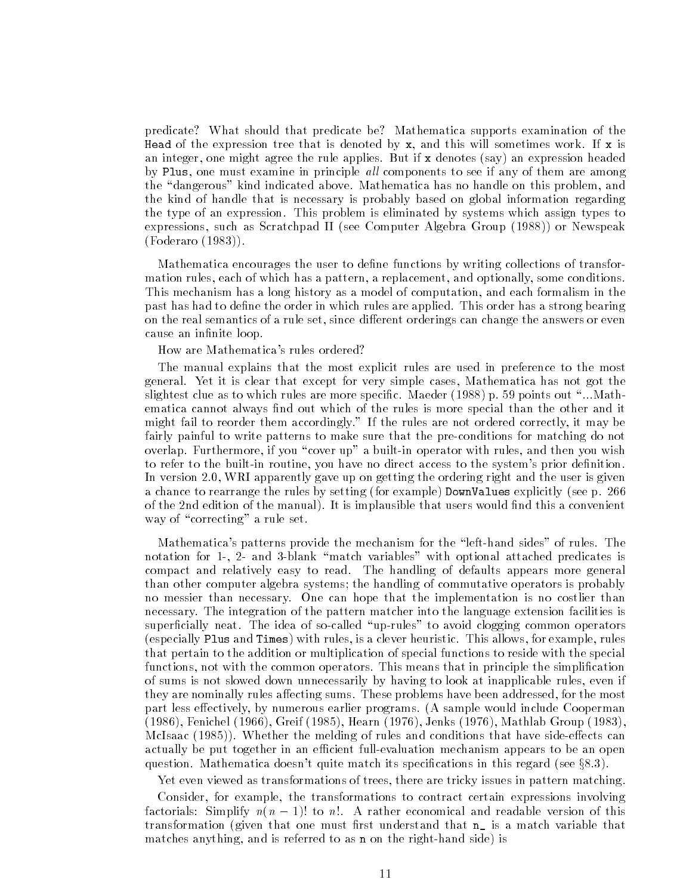predicate? What should that predicate be? Mathematica supports examination of the `Head` of the expression tree that is denoted by `x`, and this will sometimes work. If `x` is an integer, one might agree the rule applies. But if `x` denotes (say) an expression headed by `Plus`, one must examine in principle *all* components to see if any of them are among the "dangerous" kind indicated above. Mathematica has no handle on this problem, and the kind of handle that is necessary is probably based on global information regarding the type of an expression. This problem is eliminated by systems which assign types to expressions, such as Scratchpad II (see Computer Algebra Group (1988)) or Newspeak (Foderaro (1983)).

Mathematica encourages the user to define functions by writing collections of transformation rules, each of which has a pattern, a replacement, and optionally, some conditions. This mechanism has a long history as a model of computation, and each formalism in the past has had to define the order in which rules are applied. This order has a strong bearing on the real semantics of a rule set, since different orderings can change the answers or even cause an infinite loop.

How are Mathematica's rules ordered?

The manual explains that the most explicit rules are used in preference to the most general. Yet it is clear that except for very simple cases, Mathematica has not got the slightest clue as to which rules are more specific. Maeder (1988) p. 59 points out "...Mathematica cannot always find out which of the rules is more special than the other and it might fail to reorder them accordingly." If the rules are not ordered correctly, it may be fairly painful to write patterns to make sure that the pre-conditions for matching do not overlap. Furthermore, if you "cover up" a built-in operator with rules, and then you wish to refer to the built-in routine, you have no direct access to the system's prior definition. In version 2.0, WRI apparently gave up on getting the ordering right and the user is given a chance to rearrange the rules by setting (for example) `DownValues` explicitly (see p. 266 of the 2nd edition of the manual). It is implausible that users would find this a convenient way of "correcting" a rule set.

Mathematica's patterns provide the mechanism for the "left-hand sides" of rules. The notation for 1-, 2- and 3-blank "match variables" with optional attached predicates is compact and relatively easy to read. The handling of defaults appears more general than other computer algebra systems; the handling of commutative operators is probably no messier than necessary. One can hope that the implementation is no costlier than necessary. The integration of the pattern matcher into the language extension facilities is superficially neat. The idea of so-called "up-rules" to avoid clogging common operators (especially `Plus` and `Times`) with rules, is a clever heuristic. This allows, for example, rules that pertain to the addition or multiplication of special functions to reside with the special functions, not with the common operators. This means that in principle the simplification of sums is not slowed down unnecessarily by having to look at inapplicable rules, even if they are nominally rules affecting sums. These problems have been addressed, for the most part less effectively, by numerous earlier programs. (A sample would include Cooperman (1986), Fenichel (1966), Greif (1985), Hearn (1976), Jenks (1976), Mathlab Group (1983), McIsaac (1985)). Whether the melding of rules and conditions that have side-effects can actually be put together in an efficient full-evaluation mechanism appears to be an open question. Mathematica doesn't quite match its specifications in this regard (see §8.3).

Yet even viewed as transformations of trees, there are tricky issues in pattern matching.

Consider, for example, the transformations to contract certain expressions involving factorials: Simplify $n(n-1)!$ to $n!$. A rather economical and readable version of this transformation (given that one must first understand that `n_` is a match variable that matches anything, and is referred to as `n` on the right-hand side) is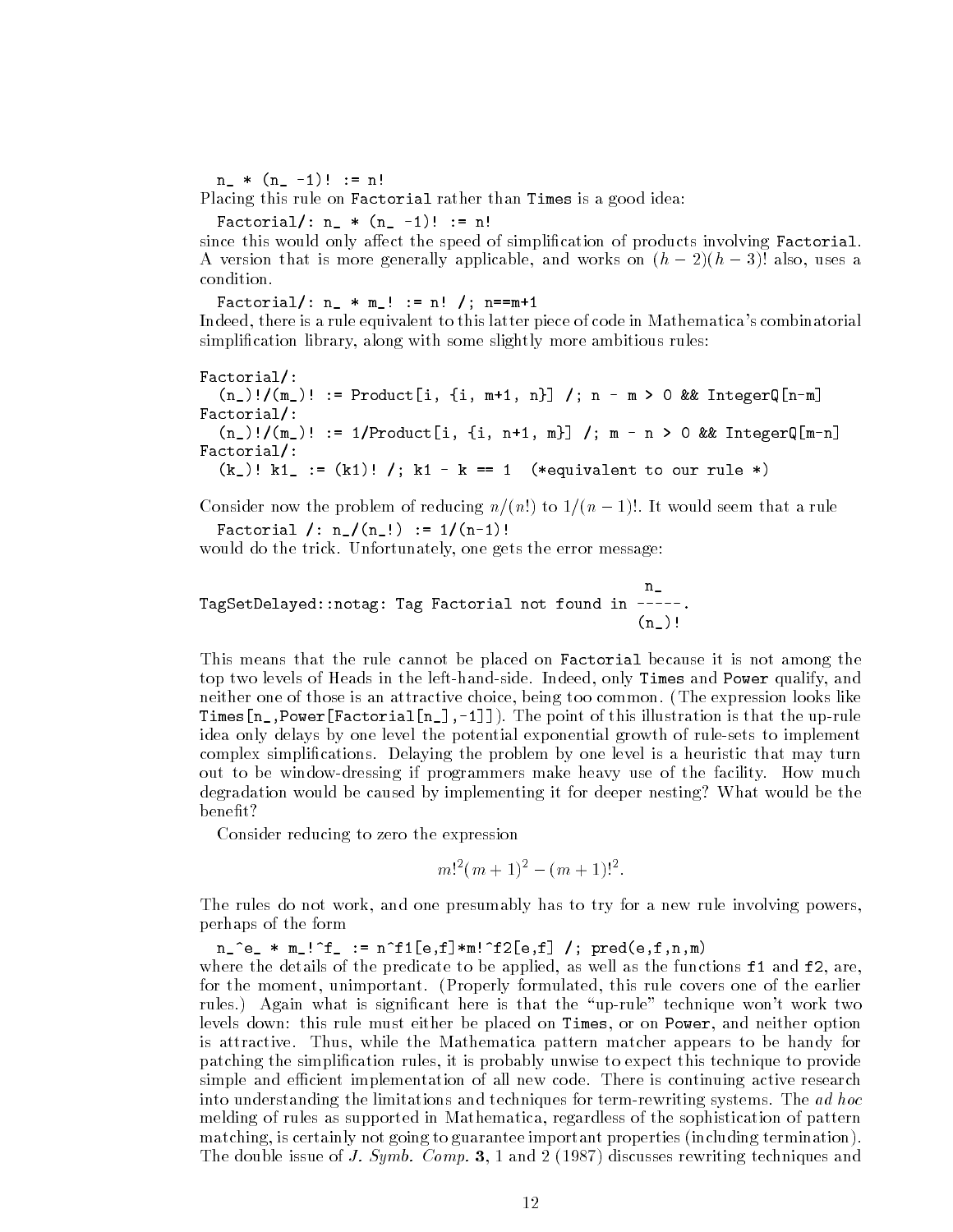```
n_ * (n_ -1)! := n!
```

Placing this rule on Factorial rather than Times is a good idea:

```
Factorial/: n_ * (n_ -1)! := n!
```

since this would only affect the speed of simplification of products involving Factorial. A version that is more generally applicable, and works on $(h-2)(h-3)!$ also, uses a condition.

```
Factorial/: n_ * m_! := n! /; n==m+1
```

Indeed, there is a rule equivalent to this latter piece of code in Mathematica's combinatorial simplification library, along with some slightly more ambitious rules:

```
Factorial/:
  (n_)!/(m_)! := Product[i, {i, m+1, n}] /; n - m > 0 && IntegerQ[n-m]
Factorial/:
  (n_)!/(m_)! := 1/Product[i, {i, n+1, m}] /; m - n > 0 && IntegerQ[m-n]
Factorial/:
  (k_)! k1_ := (k1)! /; k1 - k == 1  (*equivalent to our rule *)
```

Consider now the problem of reducing $n/(n!)$ to $1/(n-1)!$. It would seem that a rule

```
Factorial /: n_/(n_!) := 1/(n-1)!
```

would do the trick. Unfortunately, one gets the error message:

```
                                                n_
TagSetDelayed::notag: Tag Factorial not found in -----.
                                                (n_)!
```

This means that the rule cannot be placed on Factorial because it is not among the top two levels of Heads in the left-hand-side. Indeed, only Times and Power qualify, and neither one of those is an attractive choice, being too common. (The expression looks like Times[n_,Power[Factorial[n_],-1]]). The point of this illustration is that the up-rule idea only delays by one level the potential exponential growth of rule-sets to implement complex simplifications. Delaying the problem by one level is a heuristic that may turn out to be window-dressing if programmers make heavy use of the facility. How much degradation would be caused by implementing it for deeper nesting? What would be the benefit?

Consider reducing to zero the expression

$$m!^2(m+1)^2 - (m+1)!^2.$$

The rules do not work, and one presumably has to try for a new rule involving powers, perhaps of the form

```
n_^e_ * m_!^f_ := n^f1[e,f]*m!^f2[e,f] /; pred(e,f,n,m)
```

where the details of the predicate to be applied, as well as the functions f1 and f2, are, for the moment, unimportant. (Properly formulated, this rule covers one of the earlier rules.) Again what is significant here is that the "up-rule" technique won't work two levels down: this rule must either be placed on Times, or on Power, and neither option is attractive. Thus, while the Mathematica pattern matcher appears to be handy for patching the simplification rules, it is probably unwise to expect this technique to provide simple and efficient implementation of all new code. There is continuing active research into understanding the limitations and techniques for term-rewriting systems. The *ad hoc* melding of rules as supported in Mathematica, regardless of the sophistication of pattern matching, is certainly not going to guarantee important properties (including termination). The double issue of *J. Symb. Comp.* **3**, 1 and 2 (1987) discusses rewriting techniques and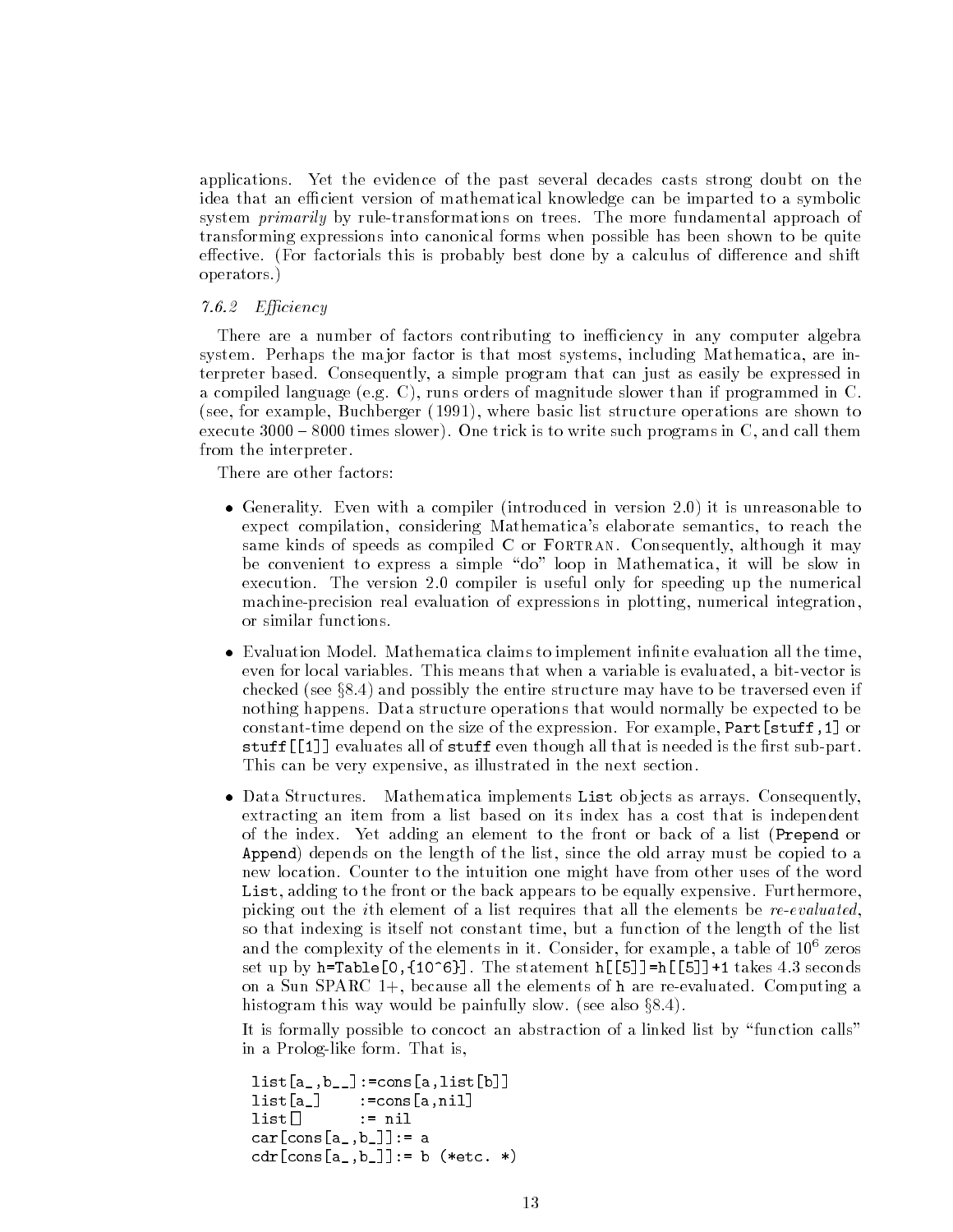applications. Yet the evidence of the past several decades casts strong doubt on the idea that an efficient version of mathematical knowledge can be imparted to a symbolic system *primarily* by rule-transformations on trees. The more fundamental approach of transforming expressions into canonical forms when possible has been shown to be quite effective. (For factorials this is probably best done by a calculus of difference and shift operators.)

### *7.6.2 Efficiency*

There are a number of factors contributing to inefficiency in any computer algebra system. Perhaps the major factor is that most systems, including Mathematica, are interpreter based. Consequently, a simple program that can just as easily be expressed in a compiled language (e.g. C), runs orders of magnitude slower than if programmed in C. (see, for example, Buchberger (1991), where basic list structure operations are shown to execute 3000 – 8000 times slower). One trick is to write such programs in C, and call them from the interpreter.

There are other factors:

- Generality. Even with a compiler (introduced in version 2.0) it is unreasonable to expect compilation, considering Mathematica's elaborate semantics, to reach the same kinds of speeds as compiled C or FORTRAN. Consequently, although it may be convenient to express a simple "do" loop in Mathematica, it will be slow in execution. The version 2.0 compiler is useful only for speeding up the numerical machine-precision real evaluation of expressions in plotting, numerical integration, or similar functions.

- Evaluation Model. Mathematica claims to implement infinite evaluation all the time, even for local variables. This means that when a variable is evaluated, a bit-vector is checked (see §8.4) and possibly the entire structure may have to be traversed even if nothing happens. Data structure operations that would normally be expected to be constant-time depend on the size of the expression. For example, `Part[stuff,1]` or `stuff[[1]]` evaluates all of `stuff` even though all that is needed is the first sub-part. This can be very expensive, as illustrated in the next section.

- Data Structures. Mathematica implements `List` objects as arrays. Consequently, extracting an item from a list based on its index has a cost that is independent of the index. Yet adding an element to the front or back of a list (`Prepend` or `Append`) depends on the length of the list, since the old array must be copied to a new location. Counter to the intuition one might have from other uses of the word `List`, adding to the front or the back appears to be equally expensive. Furthermore, picking out the $i$th element of a list requires that all the elements be *re-evaluated*, so that indexing is itself not constant time, but a function of the length of the list and the complexity of the elements in it. Consider, for example, a table of $10^6$ zeros set up by `h=Table[0,{10^6}]`. The statement `h[[5]]=h[[5]]+1` takes 4.3 seconds on a Sun SPARC 1+, because all the elements of `h` are re-evaluated. Computing a histogram this way would be painfully slow. (see also §8.4).

  It is formally possible to concoct an abstraction of a linked list by "function calls" in a Prolog-like form. That is,

  ```
  list[a_,b__]:=cons[a,list[b]]
  list[a_]    :=cons[a,nil]
  list[]      := nil
  car[cons[a_,b_]]:= a
  cdr[cons[a_,b_]]:= b (*etc. *)
  ```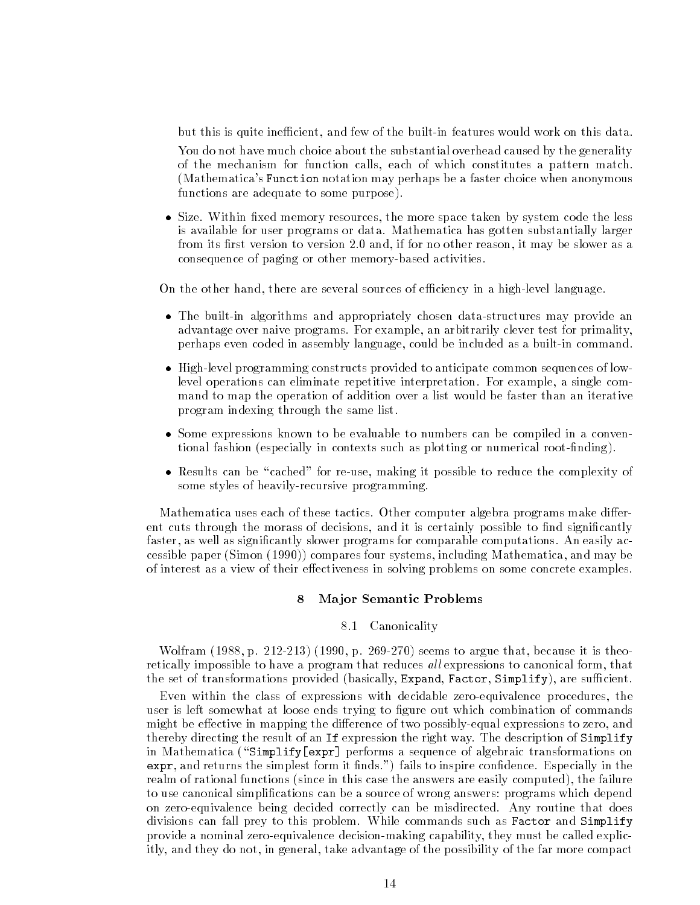but this is quite inefficient, and few of the built-in features would work on this data.

You do not have much choice about the substantial overhead caused by the generality of the mechanism for function calls, each of which constitutes a pattern match. (Mathematica's `Function` notation may perhaps be a faster choice when anonymous functions are adequate to some purpose).

- Size. Within fixed memory resources, the more space taken by system code the less is available for user programs or data. Mathematica has gotten substantially larger from its first version to version 2.0 and, if for no other reason, it may be slower as a consequence of paging or other memory-based activities.

On the other hand, there are several sources of efficiency in a high-level language.

- The built-in algorithms and appropriately chosen data-structures may provide an advantage over naive programs. For example, an arbitrarily clever test for primality, perhaps even coded in assembly language, could be included as a built-in command.
- High-level programming constructs provided to anticipate common sequences of low-level operations can eliminate repetitive interpretation. For example, a single command to map the operation of addition over a list would be faster than an iterative program indexing through the same list.
- Some expressions known to be evaluable to numbers can be compiled in a conventional fashion (especially in contexts such as plotting or numerical root-finding).
- Results can be "cached" for re-use, making it possible to reduce the complexity of some styles of heavily-recursive programming.

Mathematica uses each of these tactics. Other computer algebra programs make different cuts through the morass of decisions, and it is certainly possible to find significantly faster, as well as significantly slower programs for comparable computations. An easily accessible paper (Simon (1990)) compares four systems, including Mathematica, and may be of interest as a view of their effectiveness in solving problems on some concrete examples.

## 8 Major Semantic Problems

### 8.1 Canonicality

Wolfram (1988, p. 212-213) (1990, p. 269-270) seems to argue that, because it is theoretically impossible to have a program that reduces *all* expressions to canonical form, that the set of transformations provided (basically, `Expand`, `Factor`, `Simplify`), are sufficient.

Even within the class of expressions with decidable zero-equivalence procedures, the user is left somewhat at loose ends trying to figure out which combination of commands might be effective in mapping the difference of two possibly-equal expressions to zero, and thereby directing the result of an `If` expression the right way. The description of `Simplify` in Mathematica ("`Simplify[expr]` performs a sequence of algebraic transformations on `expr`, and returns the simplest form it finds.") fails to inspire confidence. Especially in the realm of rational functions (since in this case the answers are easily computed), the failure to use canonical simplifications can be a source of wrong answers: programs which depend on zero-equivalence being decided correctly can be misdirected. Any routine that does divisions can fall prey to this problem. While commands such as `Factor` and `Simplify` provide a nominal zero-equivalence decision-making capability, they must be called explicitly, and they do not, in general, take advantage of the possibility of the far more compact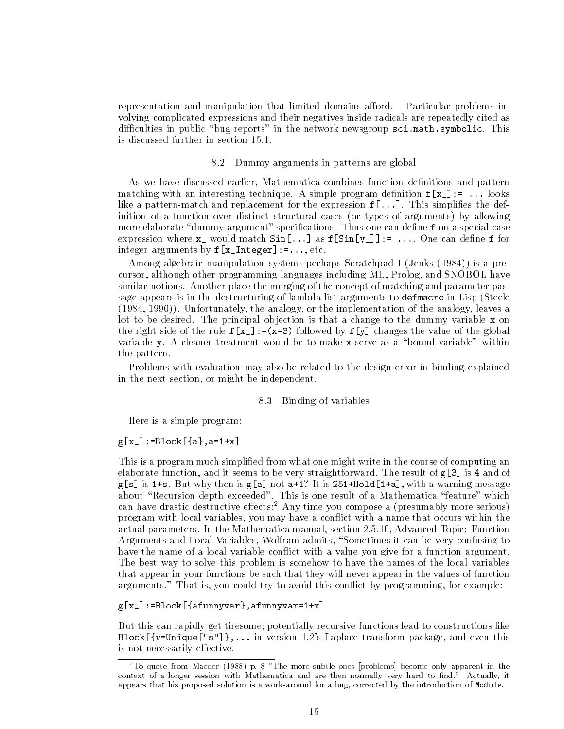representation and manipulation that limited domains afford. Particular problems involving complicated expressions and their negatives inside radicals are repeatedly cited as difficulties in public "bug reports" in the network newsgroup `sci.math.symbolic`. This is discussed further in section 15.1.

### 8.2 Dummy arguments in patterns are global

As we have discussed earlier, Mathematica combines function definitions and pattern matching with an interesting technique. A simple program definition `f[x_]:= ...` looks like a pattern-match and replacement for the expression `f[...]`. This simplifies the definition of a function over distinct structural cases (or types of arguments) by allowing more elaborate "dummy argument" specifications. Thus one can define `f` on a special case expression where `x_` would match `Sin[...]` as `f[Sin[y_]]:= ...`. One can define `f` for integer arguments by `f[x_Integer]:=...`, etc.

Among algebraic manipulation systems perhaps Scratchpad I (Jenks (1984)) is a precursor, although other programming languages including ML, Prolog, and SNOBOL have similar notions. Another place the merging of the concept of matching and parameter passage appears is in the destructuring of lambda-list arguments to `defmacro` in Lisp (Steele (1984, 1990)). Unfortunately, the analogy, or the implementation of the analogy, leaves a lot to be desired. The principal objection is that a change to the dummy variable `x` on the right side of the rule `f[x_]:=(x=3)` followed by `f[y]` changes the value of the global variable `y`. A cleaner treatment would be to make `x` serve as a "bound variable" within the pattern.

Problems with evaluation may also be related to the design error in binding explained in the next section, or might be independent.

### 8.3 Binding of variables

Here is a simple program:

```
g[x_]:=Block[{a},a=1+x]
```

This is a program much simplified from what one might write in the course of computing an elaborate function, and it seems to be very straightforward. The result of `g[3]` is `4` and of `g[s]` is `1+s`. But why then is `g[a]` not `a+1`? It is `251+Hold[1+a]`, with a warning message about "Recursion depth exceeded". This is one result of a Mathematica "feature" which can have drastic destructive effects:[2] Any time you compose a (presumably more serious) program with local variables, you may have a conflict with a name that occurs within the actual parameters. In the Mathematica manual, section 2.5.10, Advanced Topic: Function Arguments and Local Variables, Wolfram admits, "Sometimes it can be very confusing to have the name of a local variable conflict with a value you give for a function argument. The best way to solve this problem is somehow to have the names of the local variables that appear in your functions be such that they will never appear in the values of function arguments." That is, you could try to avoid this conflict by programming, for example:

```
g[x_]:=Block[{afunnyvar},afunnyvar=1+x]
```

But this can rapidly get tiresome; potentially recursive functions lead to constructions like `Block[{v=Unique["s"]},...` in version 1.2's Laplace transform package, and even this is not necessarily effective.

---

[2] To quote from Maeder (1988) p. 8 "The more subtle ones [problems] become only apparent in the context of a longer session with Mathematica and are then normally very hard to find." Actually, it appears that his proposed solution is a work-around for a bug, corrected by the introduction of `Module`.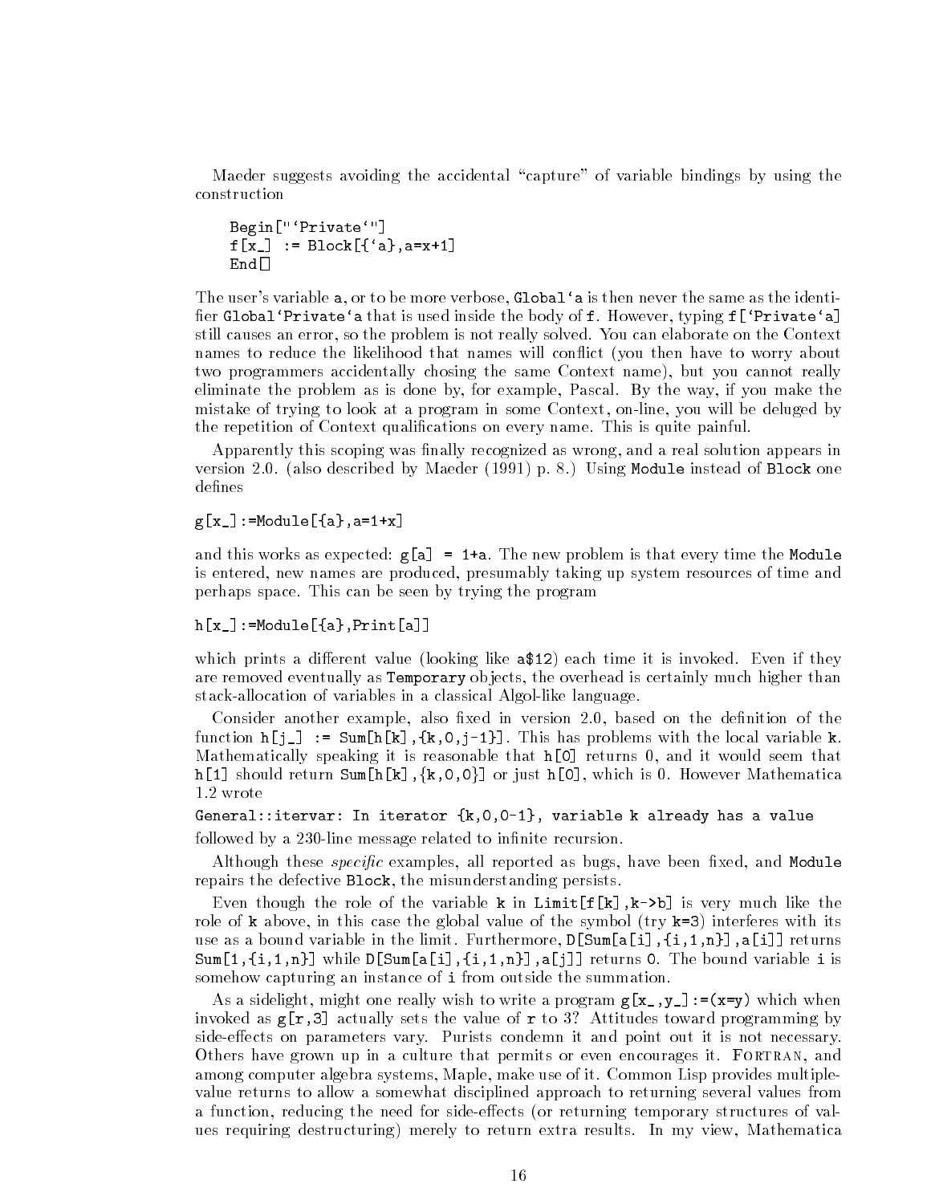Maeder suggests avoiding the accidental "capture" of variable bindings by using the construction

```
Begin["`Private`"]
f[x_] := Block[{`a},a=x+1]
End[]
```

The user's variable `a`, or to be more verbose, `Global`a` is then never the same as the identifier `Global`Private`a` that is used inside the body of `f`. However, typing `f[`Private`a]` still causes an error, so the problem is not really solved. You can elaborate on the Context names to reduce the likelihood that names will conflict (you then have to worry about two programmers accidentally chosing the same Context name), but you cannot really eliminate the problem as is done by, for example, Pascal. By the way, if you make the mistake of trying to look at a program in some Context, on-line, you will be deluged by the repetition of Context qualifications on every name. This is quite painful.

Apparently this scoping was finally recognized as wrong, and a real solution appears in version 2.0. (also described by Maeder (1991) p. 8.) Using `Module` instead of `Block` one defines

```
g[x_]:=Module[{a},a=1+x]
```

and this works as expected: `g[a] = 1+a`. The new problem is that every time the `Module` is entered, new names are produced, presumably taking up system resources of time and perhaps space. This can be seen by trying the program

```
h[x_]:=Module[{a},Print[a]]
```

which prints a different value (looking like `a$12`) each time it is invoked. Even if they are removed eventually as `Temporary` objects, the overhead is certainly much higher than stack-allocation of variables in a classical Algol-like language.

Consider another example, also fixed in version 2.0, based on the definition of the function `h[j_] := Sum[h[k],{k,0,j-1}]`. This has problems with the local variable `k`. Mathematically speaking it is reasonable that `h[0]` returns 0, and it would seem that `h[1]` should return `Sum[h[k],{k,0,0}]` or just `h[0]`, which is 0. However Mathematica 1.2 wrote

```
General::itervar: In iterator {k,0,0-1}, variable k already has a value
```

followed by a 230-line message related to infinite recursion.

Although these *specific* examples, all reported as bugs, have been fixed, and `Module` repairs the defective `Block`, the misunderstanding persists.

Even though the role of the variable `k` in `Limit[f[k],k->b]` is very much like the role of `k` above, in this case the global value of the symbol (try `k=3`) interferes with its use as a bound variable in the limit. Furthermore, `D[Sum[a[i],{i,1,n}],a[i]]` returns `Sum[1,{i,1,n}]` while `D[Sum[a[i],{i,1,n}],a[j]]` returns `0`. The bound variable `i` is somehow capturing an instance of `i` from outside the summation.

As a sidelight, might one really wish to write a program `g[x_,y_]:=(x=y)` which when invoked as `g[r,3]` actually sets the value of `r` to 3? Attitudes toward programming by side-effects on parameters vary. Purists condemn it and point out it is not necessary. Others have grown up in a culture that permits or even encourages it. FORTRAN, and among computer algebra systems, Maple, make use of it. Common Lisp provides multiple-value returns to allow a somewhat disciplined approach to returning several values from a function, reducing the need for side-effects (or returning temporary structures of values requiring destructuring) merely to return extra results. In my view, Mathematica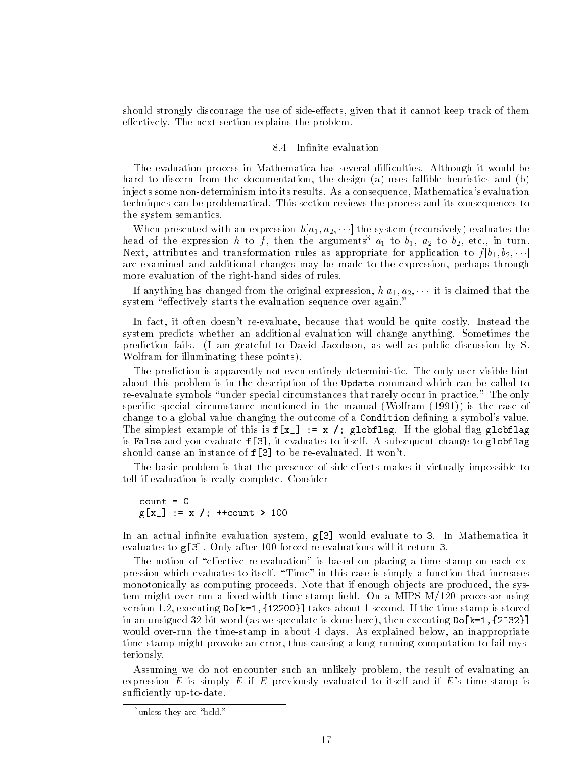should strongly discourage the use of side-effects, given that it cannot keep track of them effectively. The next section explains the problem.

## 8.4 Infinite evaluation

The evaluation process in Mathematica has several difficulties. Although it would be hard to discern from the documentation, the design (a) uses fallible heuristics and (b) injects some non-determinism into its results. As a consequence, Mathematica's evaluation techniques can be problematical. This section reviews the process and its consequences to the system semantics.

When presented with an expression $h[a_1, a_2, \cdots]$ the system (recursively) evaluates the head of the expression $h$ to $f$, then the arguments[3] $a_1$ to $b_1$, $a_2$ to $b_2$, etc., in turn. Next, attributes and transformation rules as appropriate for application to $f[b_1, b_2, \cdots]$ are examined and additional changes may be made to the expression, perhaps through more evaluation of the right-hand sides of rules.

If anything has changed from the original expression, $h[a_1, a_2, \cdots]$ it is claimed that the system "effectively starts the evaluation sequence over again."

In fact, it often doesn't re-evaluate, because that would be quite costly. Instead the system predicts whether an additional evaluation will change anything. Sometimes the prediction fails. (I am grateful to David Jacobson, as well as public discussion by S. Wolfram for illuminating these points).

The prediction is apparently not even entirely deterministic. The only user-visible hint about this problem is in the description of the `Update` command which can be called to re-evaluate symbols "under special circumstances that rarely occur in practice." The only specific special circumstance mentioned in the manual (Wolfram (1991)) is the case of change to a global value changing the outcome of a `Condition` defining a symbol's value. The simplest example of this is `f[x_] := x /; globflag`. If the global flag `globflag` is `False` and you evaluate `f[3]`, it evaluates to itself. A subsequent change to `globflag` should cause an instance of `f[3]` to be re-evaluated. It won't.

The basic problem is that the presence of side-effects makes it virtually impossible to tell if evaluation is really complete. Consider

```
count = 0
g[x_] := x /; ++count > 100
```

In an actual infinite evaluation system, `g[3]` would evaluate to `3`. In Mathematica it evaluates to `g[3]`. Only after 100 forced re-evaluations will it return `3`.

The notion of "effective re-evaluation" is based on placing a time-stamp on each expression which evaluates to itself. "Time" in this case is simply a function that increases monotonically as computing proceeds. Note that if enough objects are produced, the system might over-run a fixed-width time-stamp field. On a MIPS M/120 processor using version 1.2, executing `Do[k=1,{12200}]` takes about 1 second. If the time-stamp is stored in an unsigned 32-bit word (as we speculate is done here), then executing `Do[k=1,{2^32}]` would over-run the time-stamp in about 4 days. As explained below, an inappropriate time-stamp might provoke an error, thus causing a long-running computation to fail mysteriously.

Assuming we do not encounter such an unlikely problem, the result of evaluating an expression $E$ is simply $E$ if $E$ previously evaluated to itself and if $E$'s time-stamp is sufficiently up-to-date.

[3] unless they are "held."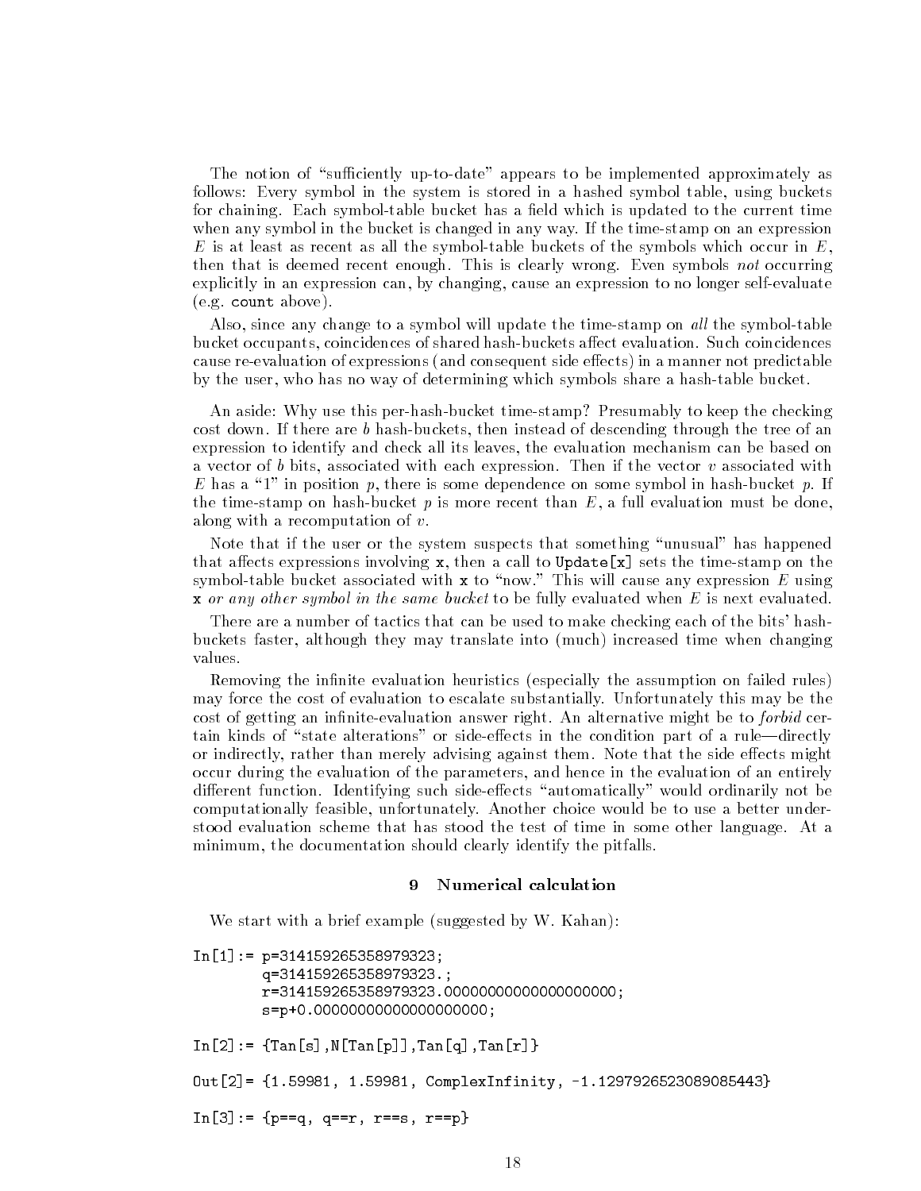The notion of "sufficiently up-to-date" appears to be implemented approximately as follows: Every symbol in the system is stored in a hashed symbol table, using buckets for chaining. Each symbol-table bucket has a field which is updated to the current time when any symbol in the bucket is changed in any way. If the time-stamp on an expression $E$ is at least as recent as all the symbol-table buckets of the symbols which occur in $E$, then that is deemed recent enough. This is clearly wrong. Even symbols *not* occurring explicitly in an expression can, by changing, cause an expression to no longer self-evaluate (e.g. `count` above).

Also, since any change to a symbol will update the time-stamp on *all* the symbol-table bucket occupants, coincidences of shared hash-buckets affect evaluation. Such coincidences cause re-evaluation of expressions (and consequent side effects) in a manner not predictable by the user, who has no way of determining which symbols share a hash-table bucket.

An aside: Why use this per-hash-bucket time-stamp? Presumably to keep the checking cost down. If there are $b$ hash-buckets, then instead of descending through the tree of an expression to identify and check all its leaves, the evaluation mechanism can be based on a vector of $b$ bits, associated with each expression. Then if the vector $v$ associated with $E$ has a "1" in position $p$, there is some dependence on some symbol in hash-bucket $p$. If the time-stamp on hash-bucket $p$ is more recent than $E$, a full evaluation must be done, along with a recomputation of $v$.

Note that if the user or the system suspects that something "unusual" has happened that affects expressions involving `x`, then a call to `Update[x]` sets the time-stamp on the symbol-table bucket associated with `x` to "now." This will cause any expression $E$ using `x` *or any other symbol in the same bucket* to be fully evaluated when $E$ is next evaluated.

There are a number of tactics that can be used to make checking each of the bits' hash-buckets faster, although they may translate into (much) increased time when changing values.

Removing the infinite evaluation heuristics (especially the assumption on failed rules) may force the cost of evaluation to escalate substantially. Unfortunately this may be the cost of getting an infinite-evaluation answer right. An alternative might be to *forbid* certain kinds of "state alterations" or side-effects in the condition part of a rule—directly or indirectly, rather than merely advising against them. Note that the side effects might occur during the evaluation of the parameters, and hence in the evaluation of an entirely different function. Identifying such side-effects "automatically" would ordinarily not be computationally feasible, unfortunately. Another choice would be to use a better understood evaluation scheme that has stood the test of time in some other language. At a minimum, the documentation should clearly identify the pitfalls.

## 9 Numerical calculation

We start with a brief example (suggested by W. Kahan):

```
In[1]:= p=314159265358979323;
        q=314159265358979323.;
        r=314159265358979323.00000000000000000000;
        s=p+0.00000000000000000000;

In[2]:= {Tan[s],N[Tan[p]],Tan[q],Tan[r]}

Out[2]= {1.59981, 1.59981, ComplexInfinity, -1.1297926523089085443}

In[3]:= {p==q, q==r, r==s, r==p}
```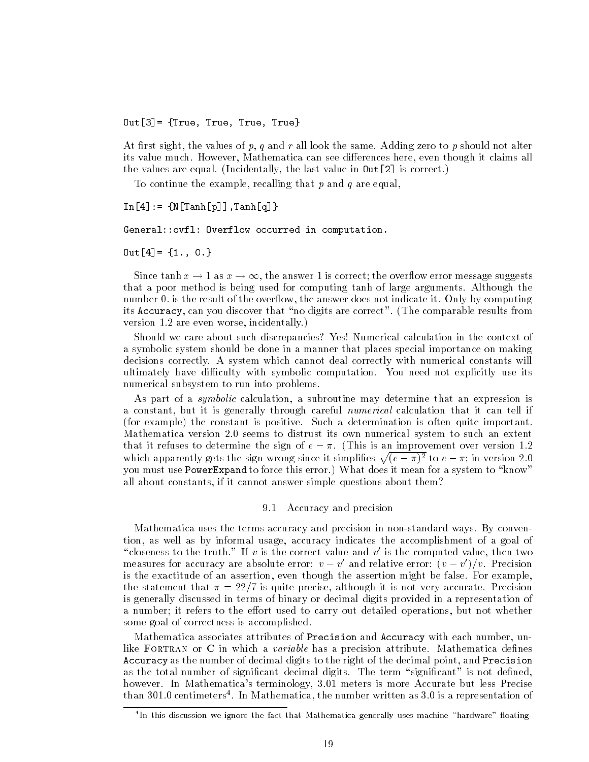```
Out[3]= {True, True, True, True}
```

At first sight, the values of $p$, $q$ and $r$ all look the same. Adding zero to $p$ should not alter its value much. However, Mathematica can see differences here, even though it claims all the values are equal. (Incidentally, the last value in `Out[2]` is correct.)

To continue the example, recalling that $p$ and $q$ are equal,

```
In[4]:= {N[Tanh[p]],Tanh[q]}

General::ovfl: Overflow occurred in computation.

Out[4]= {1., 0.}
```

Since $\tanh x \to 1$ as $x \to \infty$, the answer 1 is correct; the overflow error message suggests that a poor method is being used for computing tanh of large arguments. Although the number 0. is the result of the overflow, the answer does not indicate it. Only by computing its `Accuracy`, can you discover that "no digits are correct". (The comparable results from version 1.2 are even worse, incidentally.)

Should we care about such discrepancies? Yes! Numerical calculation in the context of a symbolic system should be done in a manner that places special importance on making decisions correctly. A system which cannot deal correctly with numerical constants will ultimately have difficulty with symbolic computation. You need not explicitly use its numerical subsystem to run into problems.

As part of a *symbolic* calculation, a subroutine may determine that an expression is a constant, but it is generally through careful *numerical* calculation that it can tell if (for example) the constant is positive. Such a determination is often quite important. Mathematica version 2.0 seems to distrust its own numerical system to such an extent that it refuses to determine the sign of $e - \pi$. (This is an improvement over version 1.2 which apparently gets the sign wrong since it simplifies $\sqrt{(e-\pi)^2}$ to $e - \pi$; in version 2.0 you must use `PowerExpand` to force this error.) What does it mean for a system to "know" all about constants, if it cannot answer simple questions about them?

## 9.1 Accuracy and precision

Mathematica uses the terms accuracy and precision in non-standard ways. By convention, as well as by informal usage, accuracy indicates the accomplishment of a goal of "closeness to the truth." If $v$ is the correct value and $v'$ is the computed value, then two measures for accuracy are absolute error: $v - v'$ and relative error: $(v - v')/v$. Precision is the exactitude of an assertion, even though the assertion might be false. For example, the statement that $\pi = 22/7$ is quite precise, although it is not very accurate. Precision is generally discussed in terms of binary or decimal digits provided in a representation of a number; it refers to the effort used to carry out detailed operations, but not whether some goal of correctness is accomplished.

Mathematica associates attributes of `Precision` and `Accuracy` with each number, unlike FORTRAN or C in which a *variable* has a precision attribute. Mathematica defines `Accuracy` as the number of decimal digits to the right of the decimal point, and `Precision` as the total number of significant decimal digits. The term "significant" is not defined, however. In Mathematica's terminology, 3.01 meters is more Accurate but less Precise than 301.0 centimeters[4]. In Mathematica, the number written as 3.0 is a representation of

[4] In this discussion we ignore the fact that Mathematica generally uses machine "hardware" floating-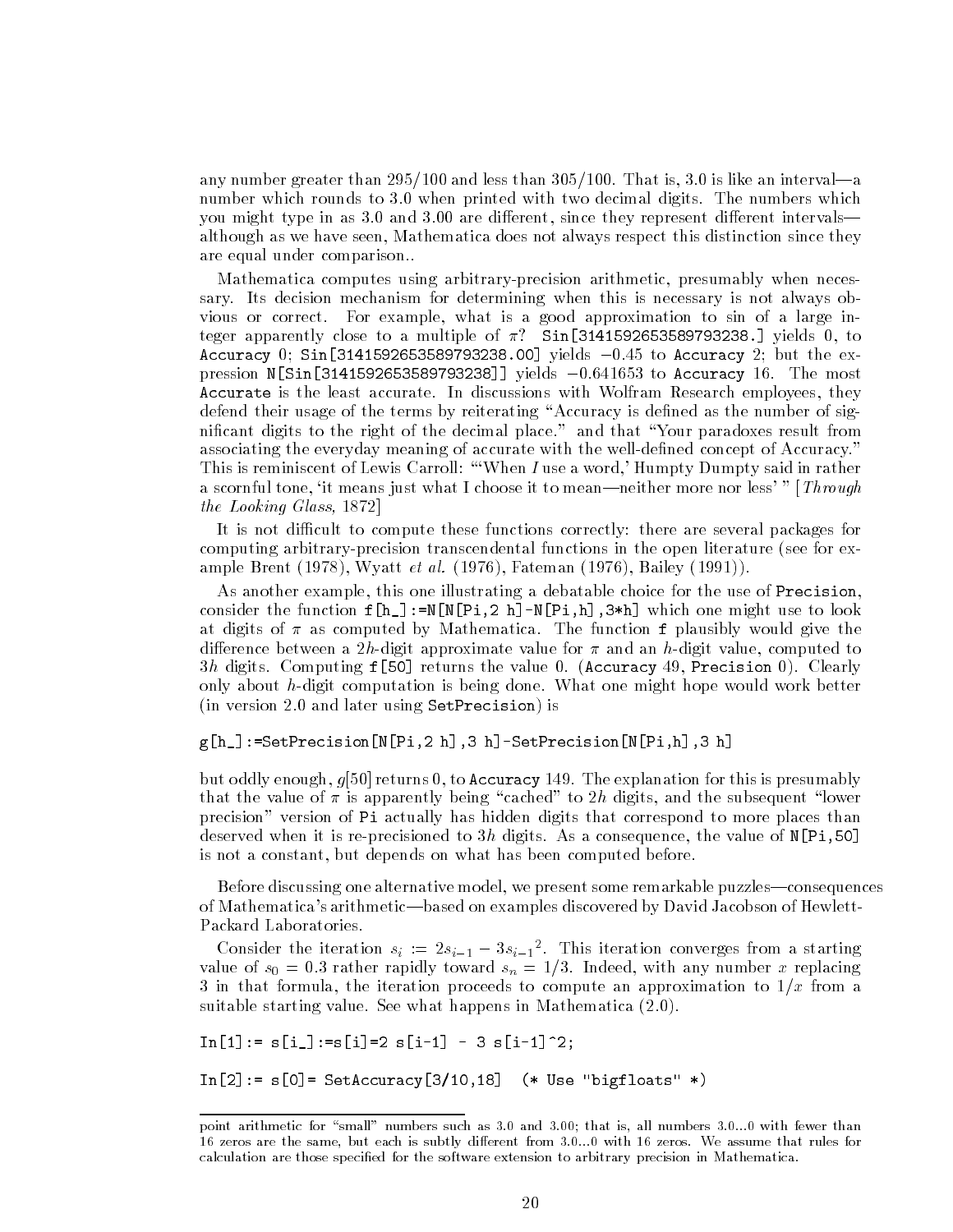any number greater than 295/100 and less than 305/100. That is, 3.0 is like an interval—a number which rounds to 3.0 when printed with two decimal digits. The numbers which you might type in as 3.0 and 3.00 are different, since they represent different intervals—although as we have seen, Mathematica does not always respect this distinction since they are equal under comparison..

Mathematica computes using arbitrary-precision arithmetic, presumably when necessary. Its decision mechanism for determining when this is necessary is not always obvious or correct. For example, what is a good approximation to sin of a large integer apparently close to a multiple of $\pi$? `Sin[3141592653589793238.]` yields 0, to `Accuracy` 0; `Sin[3141592653589793238.00]` yields $-0.45$ to `Accuracy` 2; but the expression `N[Sin[3141592653589793238]]` yields $-0.641653$ to `Accuracy` 16. The most `Accurate` is the least accurate. In discussions with Wolfram Research employees, they defend their usage of the terms by reiterating "Accuracy is defined as the number of significant digits to the right of the decimal place." and that "Your paradoxes result from associating the everyday meaning of accurate with the well-defined concept of Accuracy." This is reminiscent of Lewis Carroll: "'When *I* use a word,' Humpty Dumpty said in rather a scornful tone, 'it means just what I choose it to mean—neither more nor less' " [*Through the Looking Glass*, 1872]

It is not difficult to compute these functions correctly: there are several packages for computing arbitrary-precision transcendental functions in the open literature (see for example Brent (1978), Wyatt *et al.* (1976), Fateman (1976), Bailey (1991)).

As another example, this one illustrating a debatable choice for the use of `Precision`, consider the function `f[h_]:=N[N[Pi,2 h]-N[Pi,h],3*h]` which one might use to look at digits of $\pi$ as computed by Mathematica. The function `f` plausibly would give the difference between a $2h$-digit approximate value for $\pi$ and an $h$-digit value, computed to $3h$ digits. Computing `f[50]` returns the value 0. (`Accuracy` 49, `Precision` 0). Clearly only about $h$-digit computation is being done. What one might hope would work better (in version 2.0 and later using `SetPrecision`) is

```
g[h_]:=SetPrecision[N[Pi,2 h],3 h]-SetPrecision[N[Pi,h],3 h]
```

but oddly enough, $g[50]$ returns 0, to `Accuracy` 149. The explanation for this is presumably that the value of $\pi$ is apparently being "cached" to $2h$ digits, and the subsequent "lower precision" version of `Pi` actually has hidden digits that correspond to more places than deserved when it is re-precisioned to $3h$ digits. As a consequence, the value of `N[Pi,50]` is not a constant, but depends on what has been computed before.

Before discussing one alternative model, we present some remarkable puzzles—consequences of Mathematica's arithmetic—based on examples discovered by David Jacobson of Hewlett-Packard Laboratories.

Consider the iteration $s_i := 2s_{i-1} - 3{s_{i-1}}^2$. This iteration converges from a starting value of $s_0 = 0.3$ rather rapidly toward $s_n = 1/3$. Indeed, with any number $x$ replacing 3 in that formula, the iteration proceeds to compute an approximation to $1/x$ from a suitable starting value. See what happens in Mathematica (2.0).

```
In[1]:= s[i_]:=s[i]=2 s[i-1] - 3 s[i-1]^2;

In[2]:= s[0]= SetAccuracy[3/10,18]   (* Use "bigfloats" *)
```

point arithmetic for "small" numbers such as 3.0 and 3.00; that is, all numbers 3.0...0 with fewer than 16 zeros are the same, but each is subtly different from 3.0...0 with 16 zeros. We assume that rules for calculation are those specified for the software extension to arbitrary precision in Mathematica.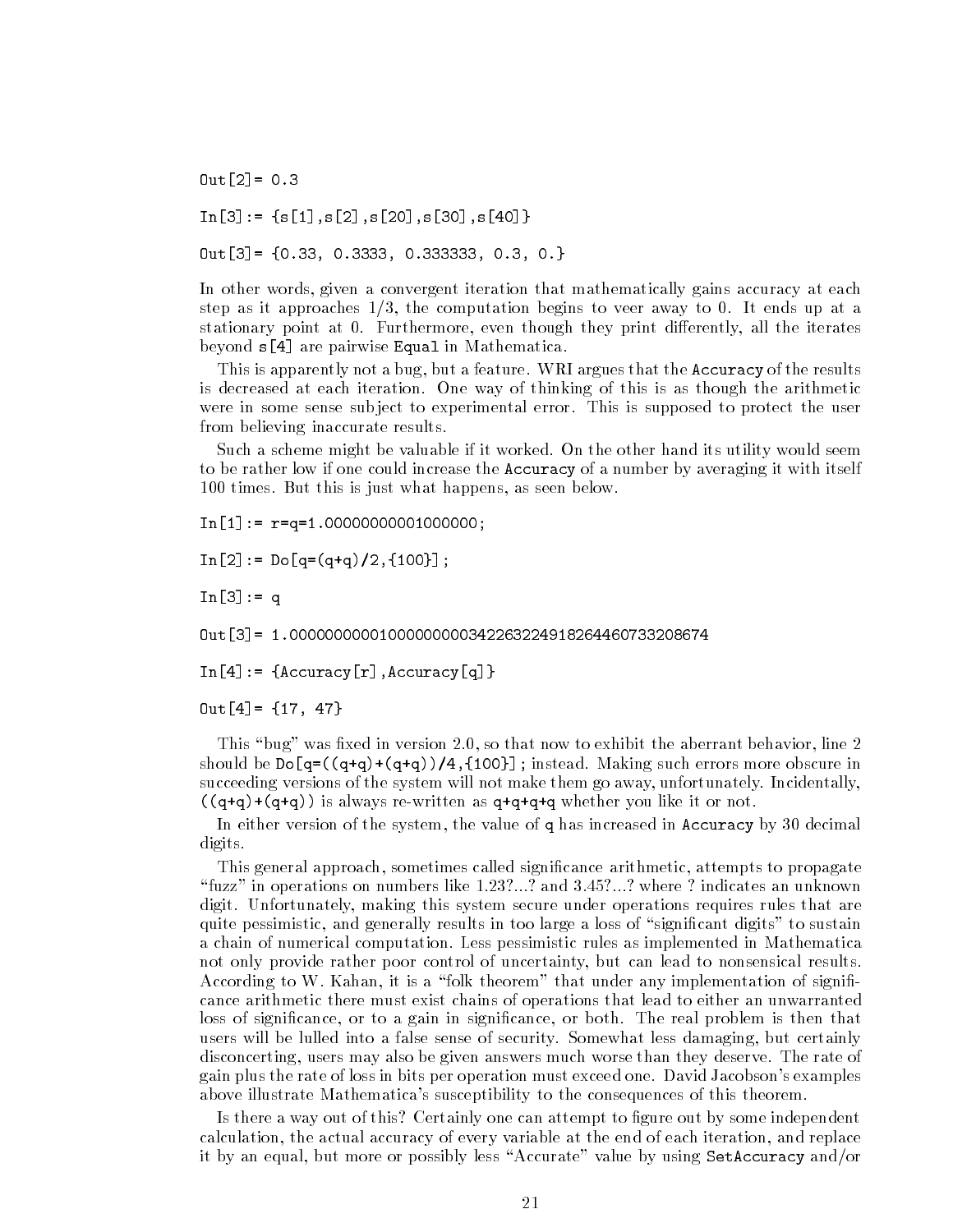```
Out[2]= 0.3

In[3]:= {s[1],s[2],s[20],s[30],s[40]}

Out[3]= {0.33, 0.3333, 0.333333, 0.3, 0.}
```

In other words, given a convergent iteration that mathematically gains accuracy at each step as it approaches 1/3, the computation begins to veer away to 0. It ends up at a stationary point at 0. Furthermore, even though they print differently, all the iterates beyond `s[4]` are pairwise `Equal` in Mathematica.

This is apparently not a bug, but a feature. WRI argues that the `Accuracy` of the results is decreased at each iteration. One way of thinking of this is as though the arithmetic were in some sense subject to experimental error. This is supposed to protect the user from believing inaccurate results.

Such a scheme might be valuable if it worked. On the other hand its utility would seem to be rather low if one could increase the `Accuracy` of a number by averaging it with itself 100 times. But this is just what happens, as seen below.

```
In[1]:= r=q=1.00000000001000000;

In[2]:= Do[q=(q+q)/2,{100}];

In[3]:= q

Out[3]= 1.00000000001000000003422632249182644607332086674

In[4]:= {Accuracy[r],Accuracy[q]}

Out[4]= {17, 47}
```

This "bug" was fixed in version 2.0, so that now to exhibit the aberrant behavior, line 2 should be `Do[q=((q+q)+(q+q))/4,{100}];` instead. Making such errors more obscure in succeeding versions of the system will not make them go away, unfortunately. Incidentally, `((q+q)+(q+q))` is always re-written as `q+q+q+q` whether you like it or not.

In either version of the system, the value of `q` has increased in `Accuracy` by 30 decimal digits.

This general approach, sometimes called significance arithmetic, attempts to propagate "fuzz" in operations on numbers like 1.23?...? and 3.45?...? where ? indicates an unknown digit. Unfortunately, making this system secure under operations requires rules that are quite pessimistic, and generally results in too large a loss of "significant digits" to sustain a chain of numerical computation. Less pessimistic rules as implemented in Mathematica not only provide rather poor control of uncertainty, but can lead to nonsensical results. According to W. Kahan, it is a "folk theorem" that under any implementation of significance arithmetic there must exist chains of operations that lead to either an unwarranted loss of significance, or to a gain in significance, or both. The real problem is then that users will be lulled into a false sense of security. Somewhat less damaging, but certainly disconcerting, users may also be given answers much worse than they deserve. The rate of gain plus the rate of loss in bits per operation must exceed one. David Jacobson's examples above illustrate Mathematica's susceptibility to the consequences of this theorem.

Is there a way out of this? Certainly one can attempt to figure out by some independent calculation, the actual accuracy of every variable at the end of each iteration, and replace it by an equal, but more or possibly less "Accurate" value by using `SetAccuracy` and/or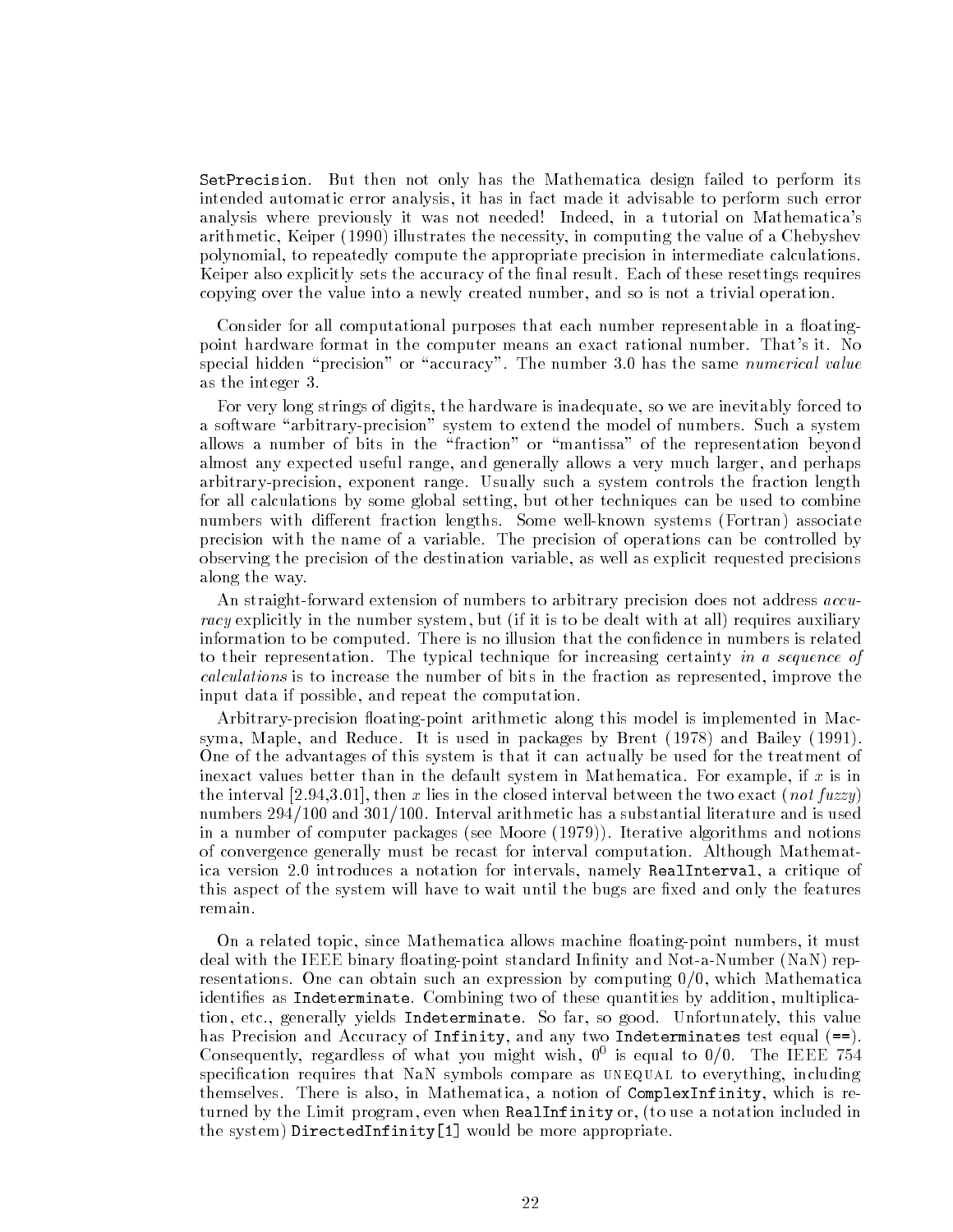`SetPrecision`. But then not only has the Mathematica design failed to perform its intended automatic error analysis, it has in fact made it advisable to perform such error analysis where previously it was not needed! Indeed, in a tutorial on Mathematica's arithmetic, Keiper (1990) illustrates the necessity, in computing the value of a Chebyshev polynomial, to repeatedly compute the appropriate precision in intermediate calculations. Keiper also explicitly sets the accuracy of the final result. Each of these resettings requires copying over the value into a newly created number, and so is not a trivial operation.

Consider for all computational purposes that each number representable in a floating-point hardware format in the computer means an exact rational number. That's it. No special hidden "precision" or "accuracy". The number 3.0 has the same *numerical value* as the integer 3.

For very long strings of digits, the hardware is inadequate, so we are inevitably forced to a software "arbitrary-precision" system to extend the model of numbers. Such a system allows a number of bits in the "fraction" or "mantissa" of the representation beyond almost any expected useful range, and generally allows a very much larger, and perhaps arbitrary-precision, exponent range. Usually such a system controls the fraction length for all calculations by some global setting, but other techniques can be used to combine numbers with different fraction lengths. Some well-known systems (Fortran) associate precision with the name of a variable. The precision of operations can be controlled by observing the precision of the destination variable, as well as explicit requested precisions along the way.

An straight-forward extension of numbers to arbitrary precision does not address *accuracy* explicitly in the number system, but (if it is to be dealt with at all) requires auxiliary information to be computed. There is no illusion that the confidence in numbers is related to their representation. The typical technique for increasing certainty *in a sequence of calculations* is to increase the number of bits in the fraction as represented, improve the input data if possible, and repeat the computation.

Arbitrary-precision floating-point arithmetic along this model is implemented in Macsyma, Maple, and Reduce. It is used in packages by Brent (1978) and Bailey (1991). One of the advantages of this system is that it can actually be used for the treatment of inexact values better than in the default system in Mathematica. For example, if $x$ is in the interval [2.94,3.01], then $x$ lies in the closed interval between the two exact (*not fuzzy*) numbers 294/100 and 301/100. Interval arithmetic has a substantial literature and is used in a number of computer packages (see Moore (1979)). Iterative algorithms and notions of convergence generally must be recast for interval computation. Although Mathematica version 2.0 introduces a notation for intervals, namely `RealInterval`, a critique of this aspect of the system will have to wait until the bugs are fixed and only the features remain.

On a related topic, since Mathematica allows machine floating-point numbers, it must deal with the IEEE binary floating-point standard Infinity and Not-a-Number (NaN) representations. One can obtain such an expression by computing 0/0, which Mathematica identifies as `Indeterminate`. Combining two of these quantities by addition, multiplication, etc., generally yields `Indeterminate`. So far, so good. Unfortunately, this value has Precision and Accuracy of `Infinity`, and any two `Indeterminates` test equal (`==`). Consequently, regardless of what you might wish, $0^0$ is equal to 0/0. The IEEE 754 specification requires that NaN symbols compare as UNEQUAL to everything, including themselves. There is also, in Mathematica, a notion of `ComplexInfinity`, which is returned by the Limit program, even when `RealInfinity` or, (to use a notation included in the system) `DirectedInfinity[1]` would be more appropriate.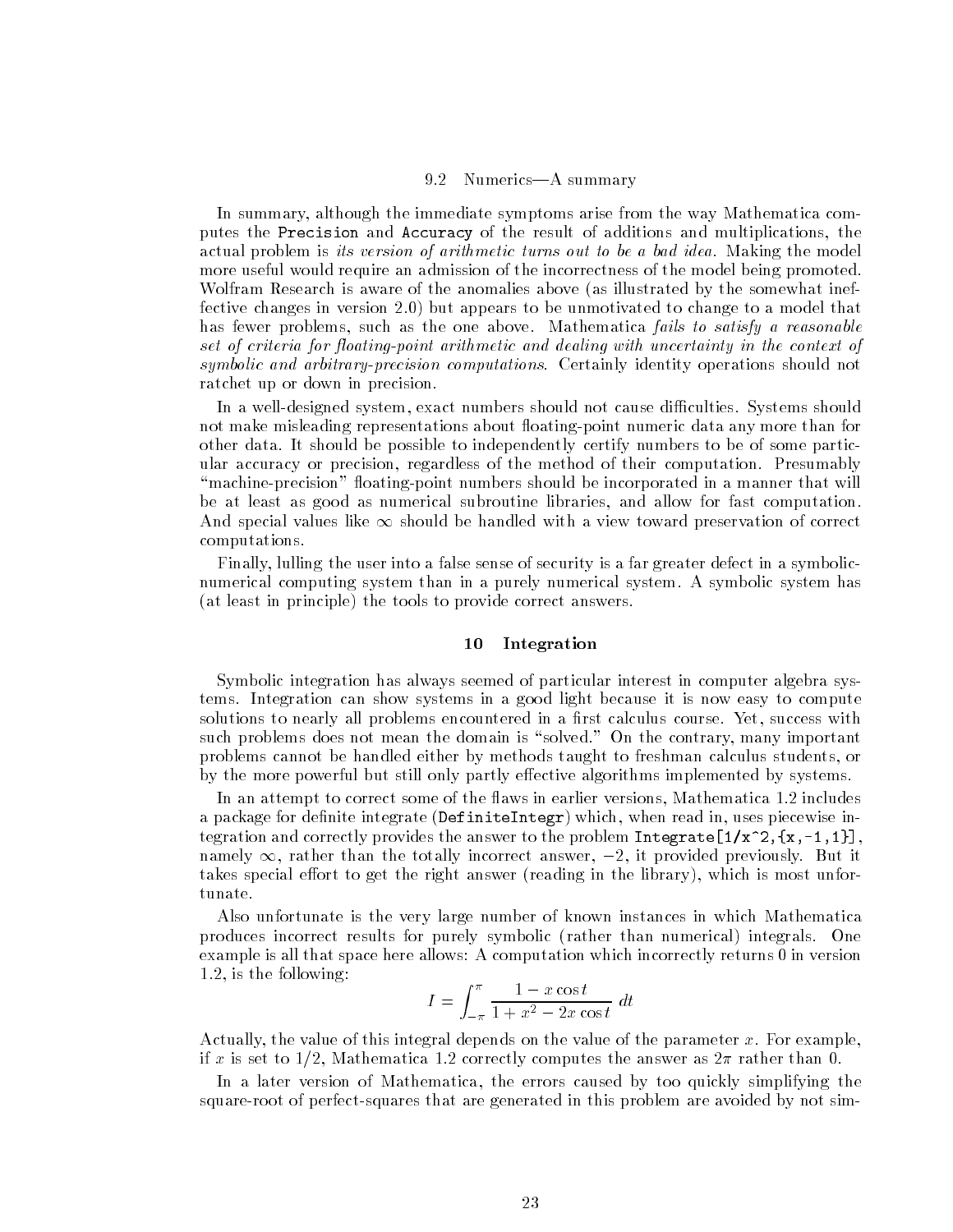### 9.2 Numerics—A summary

In summary, although the immediate symptoms arise from the way Mathematica computes the `Precision` and `Accuracy` of the result of additions and multiplications, the actual problem is *its version of arithmetic turns out to be a bad idea*. Making the model more useful would require an admission of the incorrectness of the model being promoted. Wolfram Research is aware of the anomalies above (as illustrated by the somewhat ineffective changes in version 2.0) but appears to be unmotivated to change to a model that has fewer problems, such as the one above. Mathematica *fails to satisfy a reasonable set of criteria for floating-point arithmetic and dealing with uncertainty in the context of symbolic and arbitrary-precision computations*. Certainly identity operations should not ratchet up or down in precision.

In a well-designed system, exact numbers should not cause difficulties. Systems should not make misleading representations about floating-point numeric data any more than for other data. It should be possible to independently certify numbers to be of some particular accuracy or precision, regardless of the method of their computation. Presumably "machine-precision" floating-point numbers should be incorporated in a manner that will be at least as good as numerical subroutine libraries, and allow for fast computation. And special values like $\infty$ should be handled with a view toward preservation of correct computations.

Finally, lulling the user into a false sense of security is a far greater defect in a symbolic-numerical computing system than in a purely numerical system. A symbolic system has (at least in principle) the tools to provide correct answers.

## 10 Integration

Symbolic integration has always seemed of particular interest in computer algebra systems. Integration can show systems in a good light because it is now easy to compute solutions to nearly all problems encountered in a first calculus course. Yet, success with such problems does not mean the domain is "solved." On the contrary, many important problems cannot be handled either by methods taught to freshman calculus students, or by the more powerful but still only partly effective algorithms implemented by systems.

In an attempt to correct some of the flaws in earlier versions, Mathematica 1.2 includes a package for definite integrate (`DefiniteIntegr`) which, when read in, uses piecewise integration and correctly provides the answer to the problem `Integrate[1/x^2,{x,-1,1}]`, namely $\infty$, rather than the totally incorrect answer, $-2$, it provided previously. But it takes special effort to get the right answer (reading in the library), which is most unfortunate.

Also unfortunate is the very large number of known instances in which Mathematica produces incorrect results for purely symbolic (rather than numerical) integrals. One example is all that space here allows: A computation which incorrectly returns 0 in version 1.2, is the following:

$$I = \int_{-\pi}^{\pi} \frac{1 - x\cos t}{1 + x^2 - 2x\cos t}\, dt$$

Actually, the value of this integral depends on the value of the parameter $x$. For example, if $x$ is set to $1/2$, Mathematica 1.2 correctly computes the answer as $2\pi$ rather than 0.

In a later version of Mathematica, the errors caused by too quickly simplifying the square-root of perfect-squares that are generated in this problem are avoided by not sim-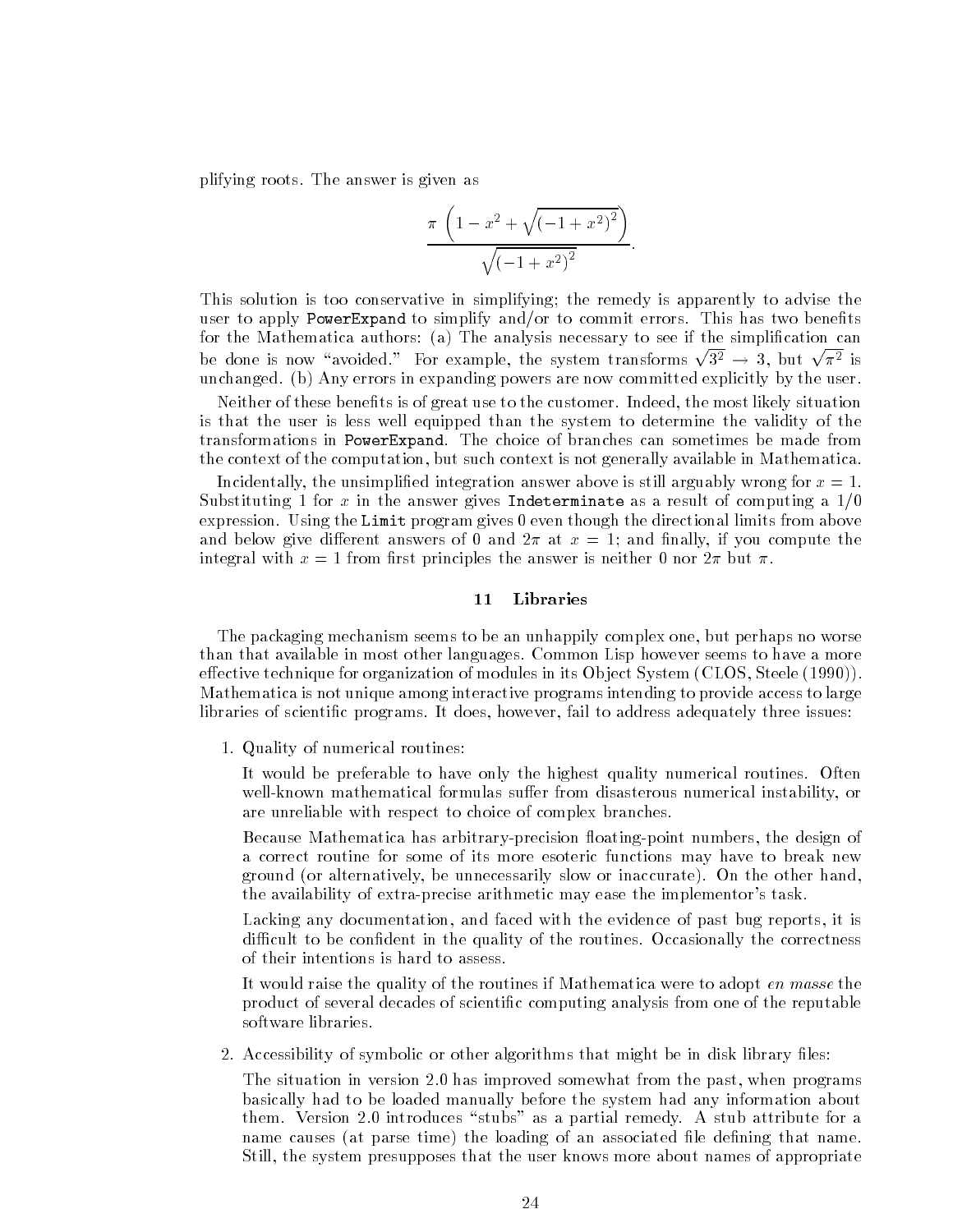plifying roots. The answer is given as

$$\frac{\pi\left(1-x^2+\sqrt{(-1+x^2)^2}\right)}{\sqrt{(-1+x^2)^2}}.$$

This solution is too conservative in simplifying; the remedy is apparently to advise the user to apply `PowerExpand` to simplify and/or to commit errors. This has two benefits for the Mathematica authors: (a) The analysis necessary to see if the simplification can be done is now "avoided." For example, the system transforms $\sqrt{3^2} \to 3$, but $\sqrt{\pi^2}$ is unchanged. (b) Any errors in expanding powers are now committed explicitly by the user.

Neither of these benefits is of great use to the customer. Indeed, the most likely situation is that the user is less well equipped than the system to determine the validity of the transformations in `PowerExpand`. The choice of branches can sometimes be made from the context of the computation, but such context is not generally available in Mathematica.

Incidentally, the unsimplified integration answer above is still arguably wrong for $x = 1$. Substituting 1 for $x$ in the answer gives `Indeterminate` as a result of computing a $1/0$ expression. Using the `Limit` program gives 0 even though the directional limits from above and below give different answers of 0 and $2\pi$ at $x = 1$; and finally, if you compute the integral with $x = 1$ from first principles the answer is neither 0 nor $2\pi$ but $\pi$.

## 11 Libraries

The packaging mechanism seems to be an unhappily complex one, but perhaps no worse than that available in most other languages. Common Lisp however seems to have a more effective technique for organization of modules in its Object System (CLOS, Steele (1990)). Mathematica is not unique among interactive programs intending to provide access to large libraries of scientific programs. It does, however, fail to address adequately three issues:

1. Quality of numerical routines:

   It would be preferable to have only the highest quality numerical routines. Often well-known mathematical formulas suffer from disasterous numerical instability, or are unreliable with respect to choice of complex branches.

   Because Mathematica has arbitrary-precision floating-point numbers, the design of a correct routine for some of its more esoteric functions may have to break new ground (or alternatively, be unnecessarily slow or inaccurate). On the other hand, the availability of extra-precise arithmetic may ease the implementor's task.

   Lacking any documentation, and faced with the evidence of past bug reports, it is difficult to be confident in the quality of the routines. Occasionally the correctness of their intentions is hard to assess.

   It would raise the quality of the routines if Mathematica were to adopt *en masse* the product of several decades of scientific computing analysis from one of the reputable software libraries.

2. Accessibility of symbolic or other algorithms that might be in disk library files:

   The situation in version 2.0 has improved somewhat from the past, when programs basically had to be loaded manually before the system had any information about them. Version 2.0 introduces "stubs" as a partial remedy. A stub attribute for a name causes (at parse time) the loading of an associated file defining that name. Still, the system presupposes that the user knows more about names of appropriate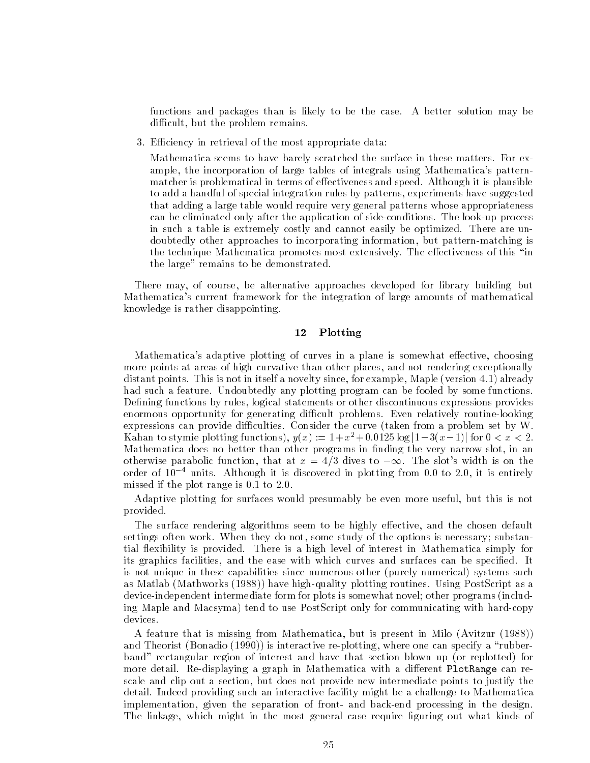functions and packages than is likely to be the case. A better solution may be difficult, but the problem remains.

3. Efficiency in retrieval of the most appropriate data:

   Mathematica seems to have barely scratched the surface in these matters. For example, the incorporation of large tables of integrals using Mathematica's pattern-matcher is problematical in terms of effectiveness and speed. Although it is plausible to add a handful of special integration rules by patterns, experiments have suggested that adding a large table would require very general patterns whose appropriateness can be eliminated only after the application of side-conditions. The look-up process in such a table is extremely costly and cannot easily be optimized. There are undoubtedly other approaches to incorporating information, but pattern-matching is the technique Mathematica promotes most extensively. The effectiveness of this "in the large" remains to be demonstrated.

There may, of course, be alternative approaches developed for library building but Mathematica's current framework for the integration of large amounts of mathematical knowledge is rather disappointing.

## 12 Plotting

Mathematica's adaptive plotting of curves in a plane is somewhat effective, choosing more points at areas of high curvative than other places, and not rendering exceptionally distant points. This is not in itself a novelty since, for example, Maple (version 4.1) already had such a feature. Undoubtedly any plotting program can be fooled by some functions. Defining functions by rules, logical statements or other discontinuous expressions provides enormous opportunity for generating difficult problems. Even relatively routine-looking expressions can provide difficulties. Consider the curve (taken from a problem set by W. Kahan to stymie plotting functions), $y(x) := 1+x^2+0.0125 \log|1-3(x-1)|$ for $0 < x < 2$. Mathematica does no better than other programs in finding the very narrow slot, in an otherwise parabolic function, that at $x = 4/3$ dives to $-\infty$. The slot's width is on the order of $10^{-4}$ units. Although it is discovered in plotting from 0.0 to 2.0, it is entirely missed if the plot range is 0.1 to 2.0.

Adaptive plotting for surfaces would presumably be even more useful, but this is not provided.

The surface rendering algorithms seem to be highly effective, and the chosen default settings often work. When they do not, some study of the options is necessary; substantial flexibility is provided. There is a high level of interest in Mathematica simply for its graphics facilities, and the ease with which curves and surfaces can be specified. It is not unique in these capabilities since numerous other (purely numerical) systems such as Matlab (Mathworks (1988)) have high-quality plotting routines. Using PostScript as a device-independent intermediate form for plots is somewhat novel; other programs (including Maple and Macsyma) tend to use PostScript only for communicating with hard-copy devices.

A feature that is missing from Mathematica, but is present in Milo (Avitzur (1988)) and Theorist (Bonadio (1990)) is interactive re-plotting, where one can specify a "rubber-band" rectangular region of interest and have that section blown up (or replotted) for more detail. Re-displaying a graph in Mathematica with a different `PlotRange` can re-scale and clip out a section, but does not provide new intermediate points to justify the detail. Indeed providing such an interactive facility might be a challenge to Mathematica implementation, given the separation of front- and back-end processing in the design. The linkage, which might in the most general case require figuring out what kinds of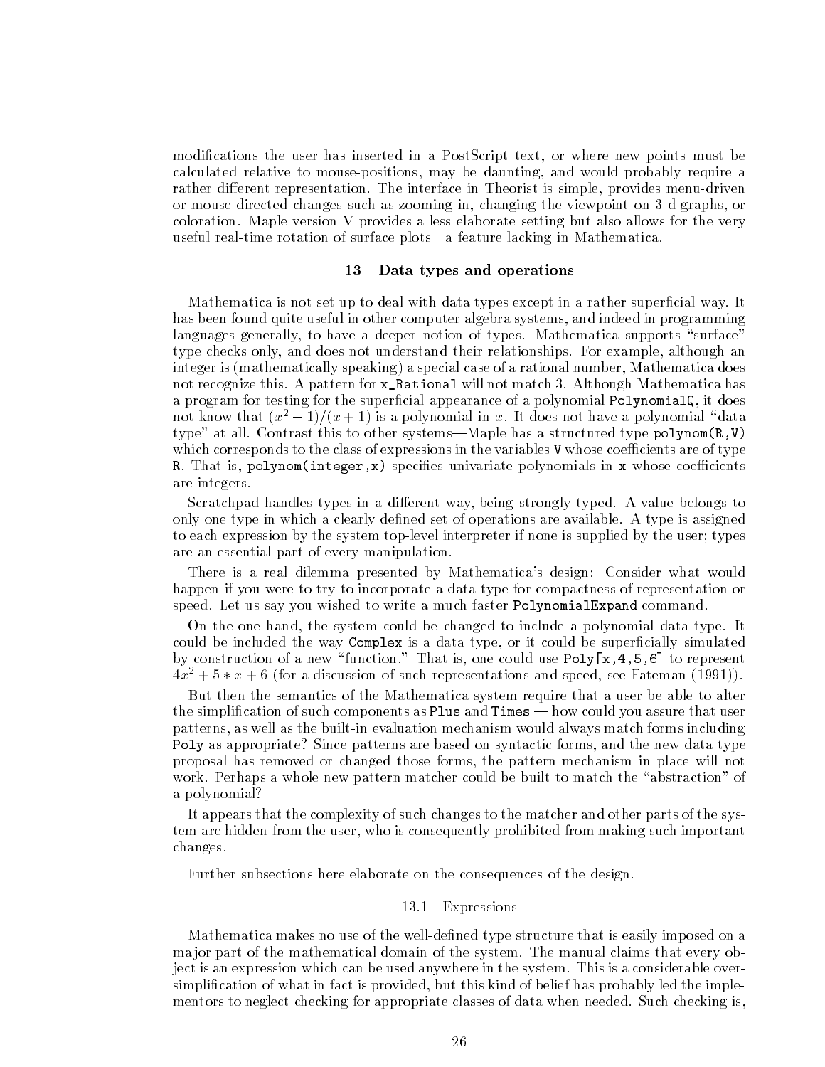modifications the user has inserted in a PostScript text, or where new points must be calculated relative to mouse-positions, may be daunting, and would probably require a rather different representation. The interface in Theorist is simple, provides menu-driven or mouse-directed changes such as zooming in, changing the viewpoint on 3-d graphs, or coloration. Maple version V provides a less elaborate setting but also allows for the very useful real-time rotation of surface plots—a feature lacking in Mathematica.

## 13 Data types and operations

Mathematica is not set up to deal with data types except in a rather superficial way. It has been found quite useful in other computer algebra systems, and indeed in programming languages generally, to have a deeper notion of types. Mathematica supports "surface" type checks only, and does not understand their relationships. For example, although an integer is (mathematically speaking) a special case of a rational number, Mathematica does not recognize this. A pattern for `x_Rational` will not match 3. Although Mathematica has a program for testing for the superficial appearance of a polynomial `PolynomialQ`, it does not know that $(x^2 - 1)/(x + 1)$ is a polynomial in $x$. It does not have a polynomial "data type" at all. Contrast this to other systems—Maple has a structured type `polynom(R,V)` which corresponds to the class of expressions in the variables `V` whose coefficients are of type `R`. That is, `polynom(integer,x)` specifies univariate polynomials in `x` whose coefficients are integers.

Scratchpad handles types in a different way, being strongly typed. A value belongs to only one type in which a clearly defined set of operations are available. A type is assigned to each expression by the system top-level interpreter if none is supplied by the user; types are an essential part of every manipulation.

There is a real dilemma presented by Mathematica's design: Consider what would happen if you were to try to incorporate a data type for compactness of representation or speed. Let us say you wished to write a much faster `PolynomialExpand` command.

On the one hand, the system could be changed to include a polynomial data type. It could be included the way `Complex` is a data type, or it could be superficially simulated by construction of a new "function." That is, one could use `Poly[x,4,5,6]` to represent $4x^2 + 5 * x + 6$ (for a discussion of such representations and speed, see Fateman (1991)).

But then the semantics of the Mathematica system require that a user be able to alter the simplification of such components as `Plus` and `Times` — how could you assure that user patterns, as well as the built-in evaluation mechanism would always match forms including `Poly` as appropriate? Since patterns are based on syntactic forms, and the new data type proposal has removed or changed those forms, the pattern mechanism in place will not work. Perhaps a whole new pattern matcher could be built to match the "abstraction" of a polynomial?

It appears that the complexity of such changes to the matcher and other parts of the system are hidden from the user, who is consequently prohibited from making such important changes.

Further subsections here elaborate on the consequences of the design.

### 13.1 Expressions

Mathematica makes no use of the well-defined type structure that is easily imposed on a major part of the mathematical domain of the system. The manual claims that every object is an expression which can be used anywhere in the system. This is a considerable oversimplification of what in fact is provided, but this kind of belief has probably led the implementors to neglect checking for appropriate classes of data when needed. Such checking is,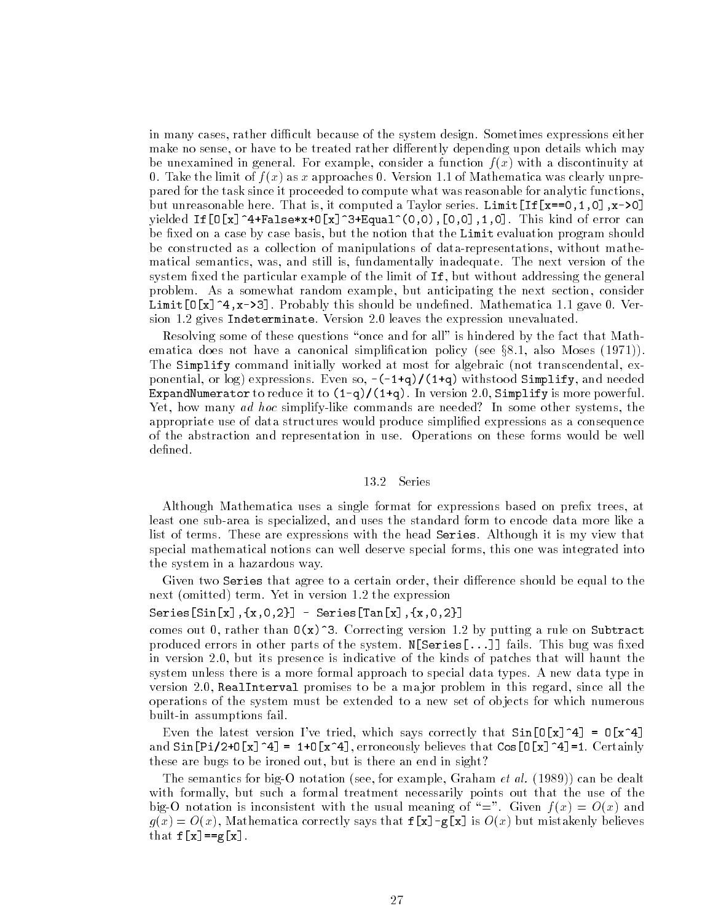in many cases, rather difficult because of the system design. Sometimes expressions either make no sense, or have to be treated rather differently depending upon details which may be unexamined in general. For example, consider a function $f(x)$ with a discontinuity at 0. Take the limit of $f(x)$ as $x$ approaches 0. Version 1.1 of Mathematica was clearly unprepared for the task since it proceeded to compute what was reasonable for analytic functions, but unreasonable here. That is, it computed a Taylor series. `Limit[If[x==0,1,0],x->0]` yielded `If[O[x]^4+False*x+O[x]^3+Equal^(0,0),[0,0],1,0]`. This kind of error can be fixed on a case by case basis, but the notion that the `Limit` evaluation program should be constructed as a collection of manipulations of data-representations, without mathematical semantics, was, and still is, fundamentally inadequate. The next version of the system fixed the particular example of the limit of `If`, but without addressing the general problem. As a somewhat random example, but anticipating the next section, consider `Limit[O[x]^4,x->3]`. Probably this should be undefined. Mathematica 1.1 gave 0. Version 1.2 gives `Indeterminate`. Version 2.0 leaves the expression unevaluated.

Resolving some of these questions "once and for all" is hindered by the fact that Mathematica does not have a canonical simplification policy (see §8.1, also Moses (1971)). The `Simplify` command initially worked at most for algebraic (not transcendental, exponential, or log) expressions. Even so, `-(-1+q)/(1+q)` withstood `Simplify`, and needed `ExpandNumerator` to reduce it to `(1-q)/(1+q)`. In version 2.0, `Simplify` is more powerful. Yet, how many *ad hoc* simplify-like commands are needed? In some other systems, the appropriate use of data structures would produce simplified expressions as a consequence of the abstraction and representation in use. Operations on these forms would be well defined.

## 13.2 Series

Although Mathematica uses a single format for expressions based on prefix trees, at least one sub-area is specialized, and uses the standard form to encode data more like a list of terms. These are expressions with the head `Series`. Although it is my view that special mathematical notions can well deserve special forms, this one was integrated into the system in a hazardous way.

Given two `Series` that agree to a certain order, their difference should be equal to the next (omitted) term. Yet in version 1.2 the expression

```
Series[Sin[x],{x,0,2}] - Series[Tan[x],{x,0,2}]
```

comes out 0, rather than `O(x)^3`. Correcting version 1.2 by putting a rule on `Subtract` produced errors in other parts of the system. `N[Series[...]]` fails. This bug was fixed in version 2.0, but its presence is indicative of the kinds of patches that will haunt the system unless there is a more formal approach to special data types. A new data type in version 2.0, `RealInterval` promises to be a major problem in this regard, since all the operations of the system must be extended to a new set of objects for which numerous built-in assumptions fail.

Even the latest version I've tried, which says correctly that `Sin[O[x]^4] = O[x^4]` and `Sin[Pi/2+O[x]^4] = 1+O[x^4]`, erroneously believes that `Cos[O[x]^4]=1`. Certainly these are bugs to be ironed out, but is there an end in sight?

The semantics for big-O notation (see, for example, Graham *et al.* (1989)) can be dealt with formally, but such a formal treatment necessarily points out that the use of the big-O notation is inconsistent with the usual meaning of "=". Given $f(x) = O(x)$ and $g(x) = O(x)$, Mathematica correctly says that `f[x]-g[x]` is $O(x)$ but mistakenly believes that `f[x]==g[x]`.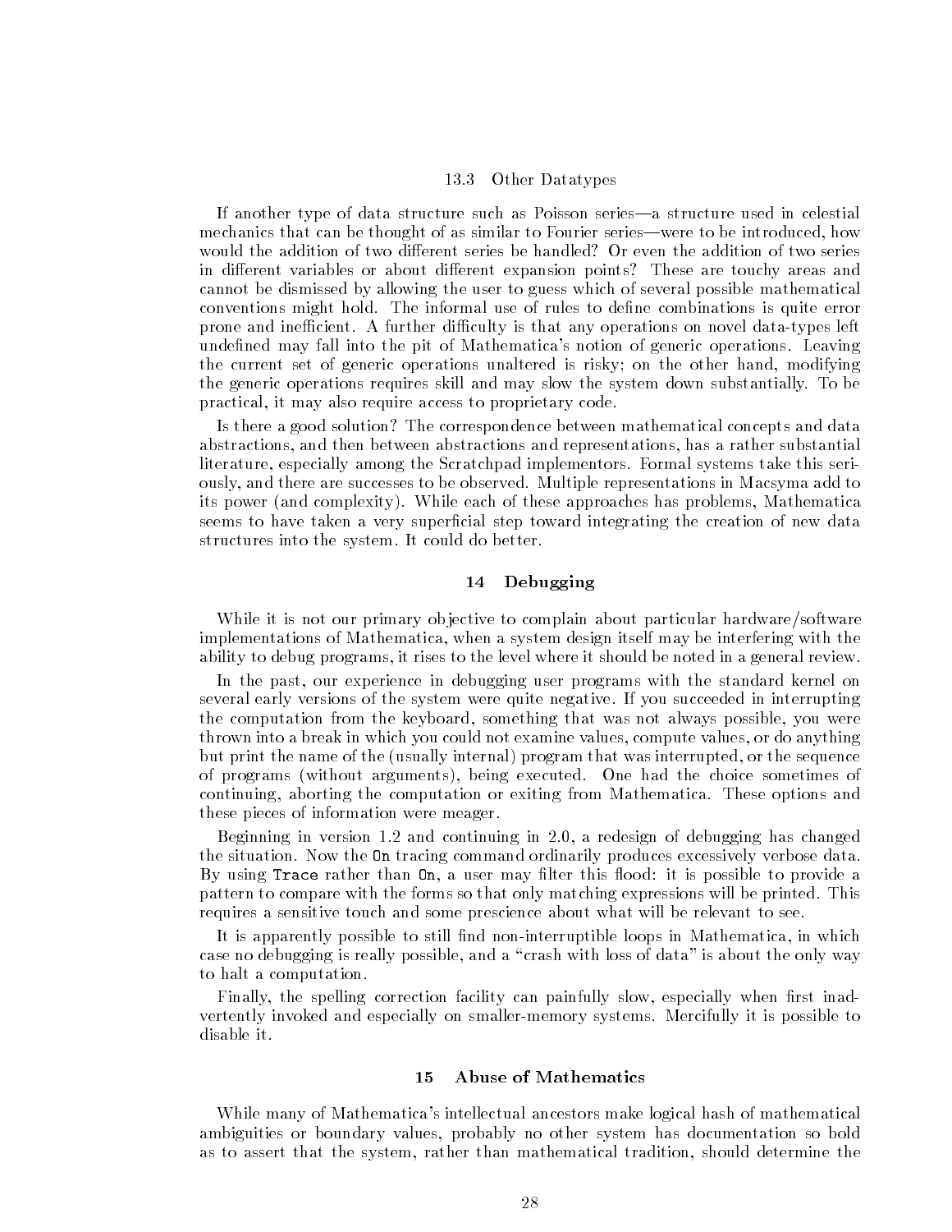### 13.3 Other Datatypes

If another type of data structure such as Poisson series—a structure used in celestial mechanics that can be thought of as similar to Fourier series—were to be introduced, how would the addition of two different series be handled? Or even the addition of two series in different variables or about different expansion points? These are touchy areas and cannot be dismissed by allowing the user to guess which of several possible mathematical conventions might hold. The informal use of rules to define combinations is quite error prone and inefficient. A further difficulty is that any operations on novel data-types left undefined may fall into the pit of Mathematica's notion of generic operations. Leaving the current set of generic operations unaltered is risky; on the other hand, modifying the generic operations requires skill and may slow the system down substantially. To be practical, it may also require access to proprietary code.

Is there a good solution? The correspondence between mathematical concepts and data abstractions, and then between abstractions and representations, has a rather substantial literature, especially among the Scratchpad implementors. Formal systems take this seriously, and there are successes to be observed. Multiple representations in Macsyma add to its power (and complexity). While each of these approaches has problems, Mathematica seems to have taken a very superficial step toward integrating the creation of new data structures into the system. It could do better.

## 14 Debugging

While it is not our primary objective to complain about particular hardware/software implementations of Mathematica, when a system design itself may be interfering with the ability to debug programs, it rises to the level where it should be noted in a general review.

In the past, our experience in debugging user programs with the standard kernel on several early versions of the system were quite negative. If you succeeded in interrupting the computation from the keyboard, something that was not always possible, you were thrown into a break in which you could not examine values, compute values, or do anything but print the name of the (usually internal) program that was interrupted, or the sequence of programs (without arguments), being executed. One had the choice sometimes of continuing, aborting the computation or exiting from Mathematica. These options and these pieces of information were meager.

Beginning in version 1.2 and continuing in 2.0, a redesign of debugging has changed the situation. Now the `On` tracing command ordinarily produces excessively verbose data. By using `Trace` rather than `On`, a user may filter this flood: it is possible to provide a pattern to compare with the forms so that only matching expressions will be printed. This requires a sensitive touch and some prescience about what will be relevant to see.

It is apparently possible to still find non-interruptible loops in Mathematica, in which case no debugging is really possible, and a "crash with loss of data" is about the only way to halt a computation.

Finally, the spelling correction facility can painfully slow, especially when first inadvertently invoked and especially on smaller-memory systems. Mercifully it is possible to disable it.

## 15 Abuse of Mathematics

While many of Mathematica's intellectual ancestors make logical hash of mathematical ambiguities or boundary values, probably no other system has documentation so bold as to assert that the system, rather than mathematical tradition, should determine the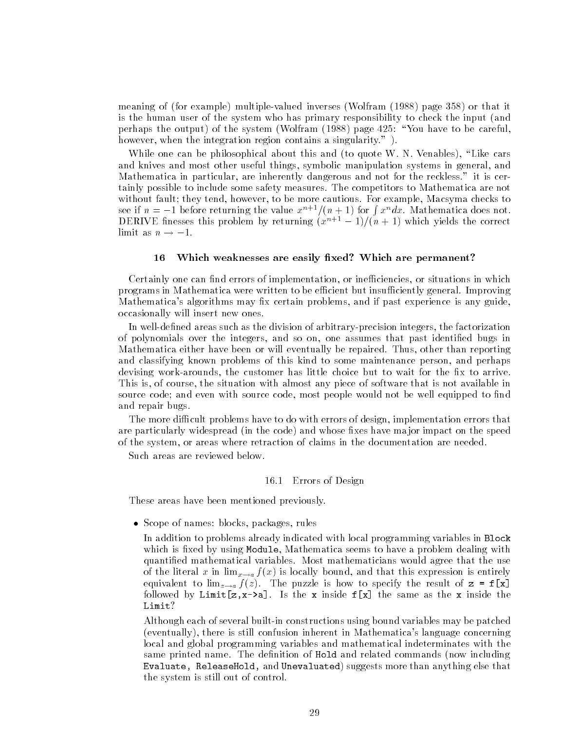meaning of (for example) multiple-valued inverses (Wolfram (1988) page 358) or that it is the human user of the system who has primary responsibility to check the input (and perhaps the output) of the system (Wolfram (1988) page 425: "You have to be careful, however, when the integration region contains a singularity." ).

While one can be philosophical about this and (to quote W. N. Venables), "Like cars and knives and most other useful things, symbolic manipulation systems in general, and Mathematica in particular, are inherently dangerous and not for the reckless." it is certainly possible to include some safety measures. The competitors to Mathematica are not without fault; they tend, however, to be more cautious. For example, Macsyma checks to see if $n = -1$ before returning the value $x^{n+1}/(n+1)$ for $\int x^n dx$. Mathematica does not. DERIVE finesses this problem by returning $(x^{n+1} - 1)/(n+1)$ which yields the correct limit as $n \to -1$.

## 16 Which weaknesses are easily fixed? Which are permanent?

Certainly one can find errors of implementation, or inefficiencies, or situations in which programs in Mathematica were written to be efficient but insufficiently general. Improving Mathematica's algorithms may fix certain problems, and if past experience is any guide, occasionally will insert new ones.

In well-defined areas such as the division of arbitrary-precision integers, the factorization of polynomials over the integers, and so on, one assumes that past identified bugs in Mathematica either have been or will eventually be repaired. Thus, other than reporting and classifying known problems of this kind to some maintenance person, and perhaps devising work-arounds, the customer has little choice but to wait for the fix to arrive. This is, of course, the situation with almost any piece of software that is not available in source code; and even with source code, most people would not be well equipped to find and repair bugs.

The more difficult problems have to do with errors of design, implementation errors that are particularly widespread (in the code) and whose fixes have major impact on the speed of the system, or areas where retraction of claims in the documentation are needed.

Such areas are reviewed below.

### 16.1 Errors of Design

These areas have been mentioned previously.

- Scope of names: blocks, packages, rules

  In addition to problems already indicated with local programming variables in `Block` which is fixed by using `Module`, Mathematica seems to have a problem dealing with quantified mathematical variables. Most mathematicians would agree that the use of the literal $x$ in $\lim_{x \to a} f(x)$ is locally bound, and that this expression is entirely equivalent to $\lim_{z \to a} f(z)$. The puzzle is how to specify the result of `z = f[x]` followed by `Limit[z,x->a]`. Is the `x` inside `f[x]` the same as the `x` inside the `Limit`?

  Although each of several built-in constructions using bound variables may be patched (eventually), there is still confusion inherent in Mathematica's language concerning local and global programming variables and mathematical indeterminates with the same printed name. The definition of `Hold` and related commands (now including `Evaluate, ReleaseHold,` and `Unevaluated`) suggests more than anything else that the system is still out of control.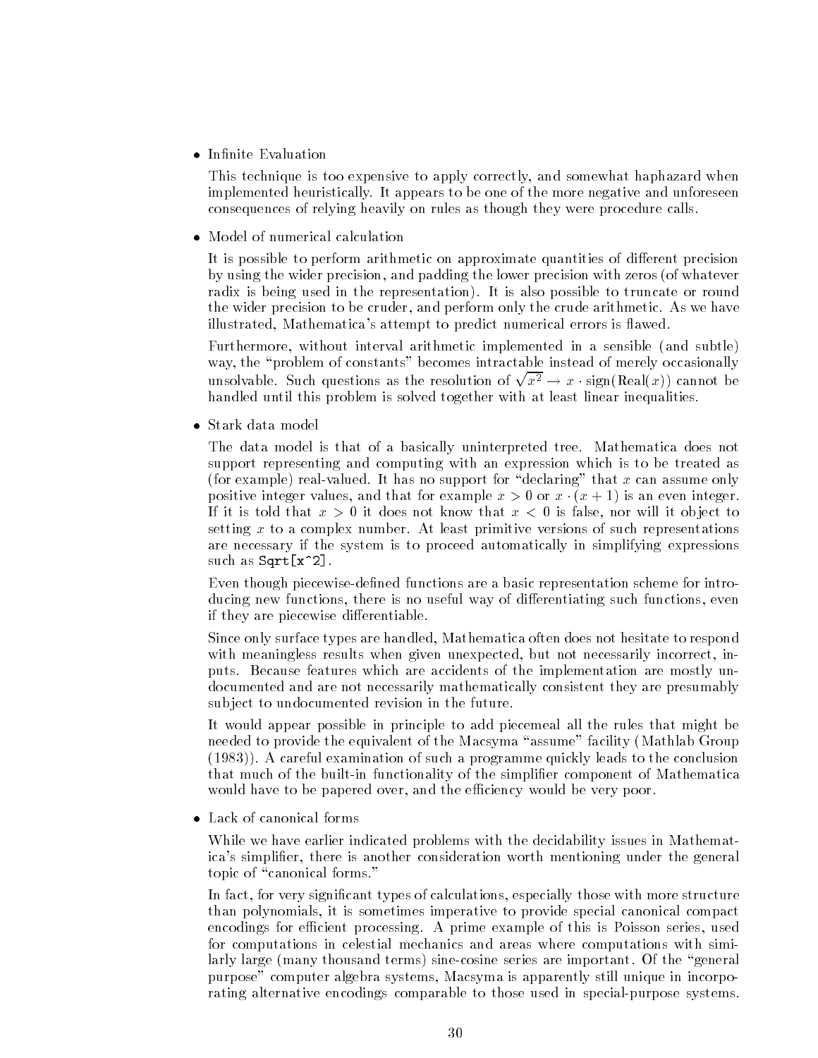- Infinite Evaluation

  This technique is too expensive to apply correctly, and somewhat haphazard when implemented heuristically. It appears to be one of the more negative and unforeseen consequences of relying heavily on rules as though they were procedure calls.

- Model of numerical calculation

  It is possible to perform arithmetic on approximate quantities of different precision by using the wider precision, and padding the lower precision with zeros (of whatever radix is being used in the representation). It is also possible to truncate or round the wider precision to be cruder, and perform only the crude arithmetic. As we have illustrated, Mathematica's attempt to predict numerical errors is flawed.

  Furthermore, without interval arithmetic implemented in a sensible (and subtle) way, the "problem of constants" becomes intractable instead of merely occasionally unsolvable. Such questions as the resolution of $\sqrt{x^2} \rightarrow x \cdot \mathrm{sign}(\mathrm{Real}(x))$ cannot be handled until this problem is solved together with at least linear inequalities.

- Stark data model

  The data model is that of a basically uninterpreted tree. Mathematica does not support representing and computing with an expression which is to be treated as (for example) real-valued. It has no support for "declaring" that $x$ can assume only positive integer values, and that for example $x > 0$ or $x \cdot (x + 1)$ is an even integer. If it is told that $x > 0$ it does not know that $x < 0$ is false, nor will it object to setting $x$ to a complex number. At least primitive versions of such representations are necessary if the system is to proceed automatically in simplifying expressions such as `Sqrt[x^2]`.

  Even though piecewise-defined functions are a basic representation scheme for introducing new functions, there is no useful way of differentiating such functions, even if they are piecewise differentiable.

  Since only surface types are handled, Mathematica often does not hesitate to respond with meaningless results when given unexpected, but not necessarily incorrect, inputs. Because features which are accidents of the implementation are mostly undocumented and are not necessarily mathematically consistent they are presumably subject to undocumented revision in the future.

  It would appear possible in principle to add piecemeal all the rules that might be needed to provide the equivalent of the Macsyma "assume" facility (Mathlab Group (1983)). A careful examination of such a programme quickly leads to the conclusion that much of the built-in functionality of the simplifier component of Mathematica would have to be papered over, and the efficiency would be very poor.

- Lack of canonical forms

  While we have earlier indicated problems with the decidability issues in Mathematica's simplifier, there is another consideration worth mentioning under the general topic of "canonical forms."

  In fact, for very significant types of calculations, especially those with more structure than polynomials, it is sometimes imperative to provide special canonical compact encodings for efficient processing. A prime example of this is Poisson series, used for computations in celestial mechanics and areas where computations with similarly large (many thousand terms) sine-cosine series are important. Of the "general purpose" computer algebra systems, Macsyma is apparently still unique in incorporating alternative encodings comparable to those used in special-purpose systems.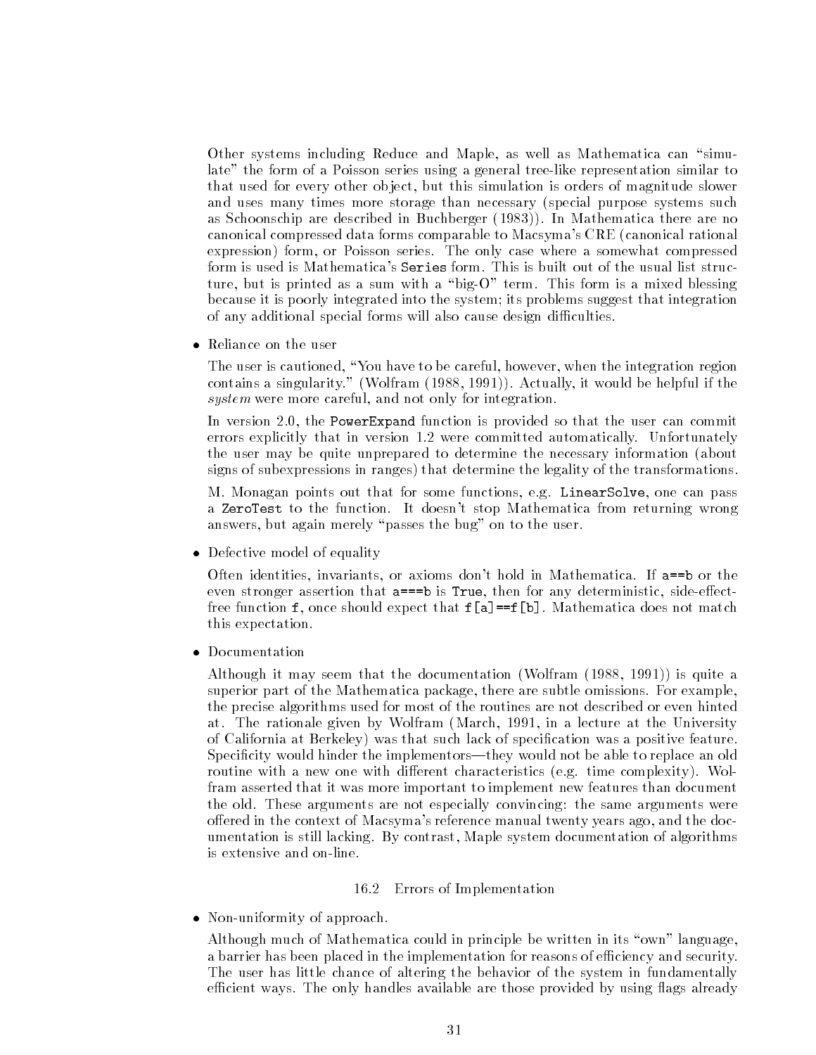Other systems including Reduce and Maple, as well as Mathematica can "simulate" the form of a Poisson series using a general tree-like representation similar to that used for every other object, but this simulation is orders of magnitude slower and uses many times more storage than necessary (special purpose systems such as Schoonschip are described in Buchberger (1983)). In Mathematica there are no canonical compressed data forms comparable to Macsyma's CRE (canonical rational expression) form, or Poisson series. The only case where a somewhat compressed form is used is Mathematica's `Series` form. This is built out of the usual list structure, but is printed as a sum with a "big-O" term. This form is a mixed blessing because it is poorly integrated into the system; its problems suggest that integration of any additional special forms will also cause design difficulties.

- Reliance on the user

  The user is cautioned, "You have to be careful, however, when the integration region contains a singularity." (Wolfram (1988, 1991)). Actually, it would be helpful if the *system* were more careful, and not only for integration.

  In version 2.0, the `PowerExpand` function is provided so that the user can commit errors explicitly that in version 1.2 were committed automatically. Unfortunately the user may be quite unprepared to determine the necessary information (about signs of subexpressions in ranges) that determine the legality of the transformations.

  M. Monagan points out that for some functions, e.g. `LinearSolve`, one can pass a `ZeroTest` to the function. It doesn't stop Mathematica from returning wrong answers, but again merely "passes the bug" on to the user.

- Defective model of equality

  Often identities, invariants, or axioms don't hold in Mathematica. If `a==b` or the even stronger assertion that `a===b` is `True`, then for any deterministic, side-effect-free function `f`, once should expect that `f[a]==f[b]`. Mathematica does not match this expectation.

- Documentation

  Although it may seem that the documentation (Wolfram (1988, 1991)) is quite a superior part of the Mathematica package, there are subtle omissions. For example, the precise algorithms used for most of the routines are not described or even hinted at. The rationale given by Wolfram (March, 1991, in a lecture at the University of California at Berkeley) was that such lack of specification was a positive feature. Specificity would hinder the implementors—they would not be able to replace an old routine with a new one with different characteristics (e.g. time complexity). Wolfram asserted that it was more important to implement new features than document the old. These arguments are not especially convincing: the same arguments were offered in the context of Macsyma's reference manual twenty years ago, and the documentation is still lacking. By contrast, Maple system documentation of algorithms is extensive and on-line.

### 16.2 Errors of Implementation

- Non-uniformity of approach.

  Although much of Mathematica could in principle be written in its "own" language, a barrier has been placed in the implementation for reasons of efficiency and security. The user has little chance of altering the behavior of the system in fundamentally efficient ways. The only handles available are those provided by using flags already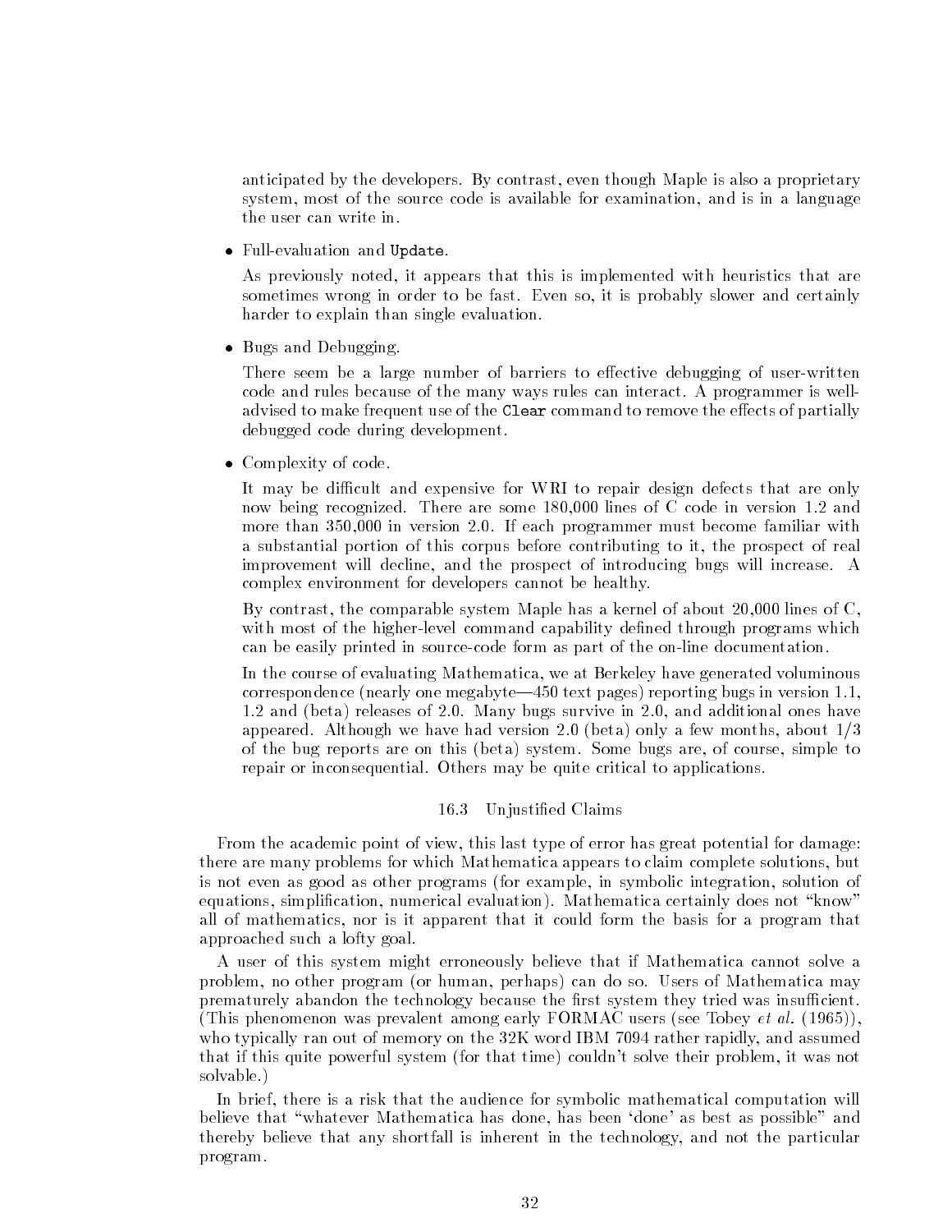anticipated by the developers. By contrast, even though Maple is also a proprietary system, most of the source code is available for examination, and is in a language the user can write in.

- Full-evaluation and `Update`.

  As previously noted, it appears that this is implemented with heuristics that are sometimes wrong in order to be fast. Even so, it is probably slower and certainly harder to explain than single evaluation.

- Bugs and Debugging.

  There seem be a large number of barriers to effective debugging of user-written code and rules because of the many ways rules can interact. A programmer is well-advised to make frequent use of the `Clear` command to remove the effects of partially debugged code during development.

- Complexity of code.

  It may be difficult and expensive for WRI to repair design defects that are only now being recognized. There are some 180,000 lines of C code in version 1.2 and more than 350,000 in version 2.0. If each programmer must become familiar with a substantial portion of this corpus before contributing to it, the prospect of real improvement will decline, and the prospect of introducing bugs will increase. A complex environment for developers cannot be healthy.

  By contrast, the comparable system Maple has a kernel of about 20,000 lines of C, with most of the higher-level command capability defined through programs which can be easily printed in source-code form as part of the on-line documentation.

  In the course of evaluating Mathematica, we at Berkeley have generated voluminous correspondence (nearly one megabyte—450 text pages) reporting bugs in version 1.1, 1.2 and (beta) releases of 2.0. Many bugs survive in 2.0, and additional ones have appeared. Although we have had version 2.0 (beta) only a few months, about 1/3 of the bug reports are on this (beta) system. Some bugs are, of course, simple to repair or inconsequential. Others may be quite critical to applications.

### 16.3 Unjustified Claims

From the academic point of view, this last type of error has great potential for damage: there are many problems for which Mathematica appears to claim complete solutions, but is not even as good as other programs (for example, in symbolic integration, solution of equations, simplification, numerical evaluation). Mathematica certainly does not "know" all of mathematics, nor is it apparent that it could form the basis for a program that approached such a lofty goal.

A user of this system might erroneously believe that if Mathematica cannot solve a problem, no other program (or human, perhaps) can do so. Users of Mathematica may prematurely abandon the technology because the first system they tried was insufficient. (This phenomenon was prevalent among early FORMAC users (see Tobey *et al.* (1965)), who typically ran out of memory on the 32K word IBM 7094 rather rapidly, and assumed that if this quite powerful system (for that time) couldn't solve their problem, it was not solvable.)

In brief, there is a risk that the audience for symbolic mathematical computation will believe that "whatever Mathematica has done, has been 'done' as best as possible" and thereby believe that any shortfall is inherent in the technology, and not the particular program.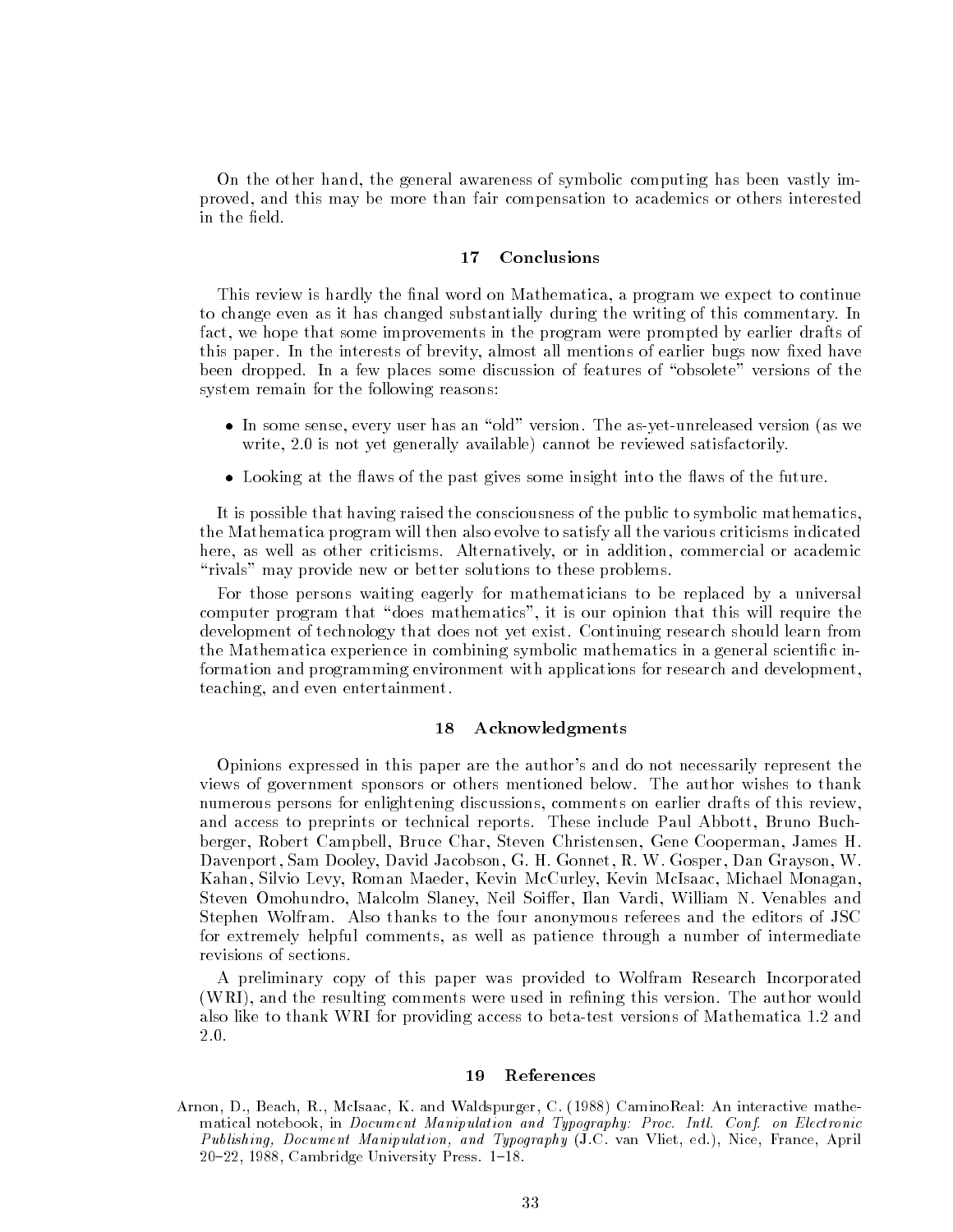On the other hand, the general awareness of symbolic computing has been vastly improved, and this may be more than fair compensation to academics or others interested in the field.

## 17 Conclusions

This review is hardly the final word on Mathematica, a program we expect to continue to change even as it has changed substantially during the writing of this commentary. In fact, we hope that some improvements in the program were prompted by earlier drafts of this paper. In the interests of brevity, almost all mentions of earlier bugs now fixed have been dropped. In a few places some discussion of features of "obsolete" versions of the system remain for the following reasons:

- In some sense, every user has an "old" version. The as-yet-unreleased version (as we write, 2.0 is not yet generally available) cannot be reviewed satisfactorily.
- Looking at the flaws of the past gives some insight into the flaws of the future.

It is possible that having raised the consciousness of the public to symbolic mathematics, the Mathematica program will then also evolve to satisfy all the various criticisms indicated here, as well as other criticisms. Alternatively, or in addition, commercial or academic "rivals" may provide new or better solutions to these problems.

For those persons waiting eagerly for mathematicians to be replaced by a universal computer program that "does mathematics", it is our opinion that this will require the development of technology that does not yet exist. Continuing research should learn from the Mathematica experience in combining symbolic mathematics in a general scientific information and programming environment with applications for research and development, teaching, and even entertainment.

## 18 Acknowledgments

Opinions expressed in this paper are the author's and do not necessarily represent the views of government sponsors or others mentioned below. The author wishes to thank numerous persons for enlightening discussions, comments on earlier drafts of this review, and access to preprints or technical reports. These include Paul Abbott, Bruno Buchberger, Robert Campbell, Bruce Char, Steven Christensen, Gene Cooperman, James H. Davenport, Sam Dooley, David Jacobson, G. H. Gonnet, R. W. Gosper, Dan Grayson, W. Kahan, Silvio Levy, Roman Maeder, Kevin McCurley, Kevin McIsaac, Michael Monagan, Steven Omohundro, Malcolm Slaney, Neil Soiffer, Ilan Vardi, William N. Venables and Stephen Wolfram. Also thanks to the four anonymous referees and the editors of JSC for extremely helpful comments, as well as patience through a number of intermediate revisions of sections.

A preliminary copy of this paper was provided to Wolfram Research Incorporated (WRI), and the resulting comments were used in refining this version. The author would also like to thank WRI for providing access to beta-test versions of Mathematica 1.2 and 2.0.

## 19 References

Arnon, D., Beach, R., McIsaac, K. and Waldspurger, C. (1988) CaminoReal: An interactive mathematical notebook, in *Document Manipulation and Typography: Proc. Intl. Conf. on Electronic Publishing, Document Manipulation, and Typography* (J.C. van Vliet, ed.), Nice, France, April 20–22, 1988, Cambridge University Press. 1–18.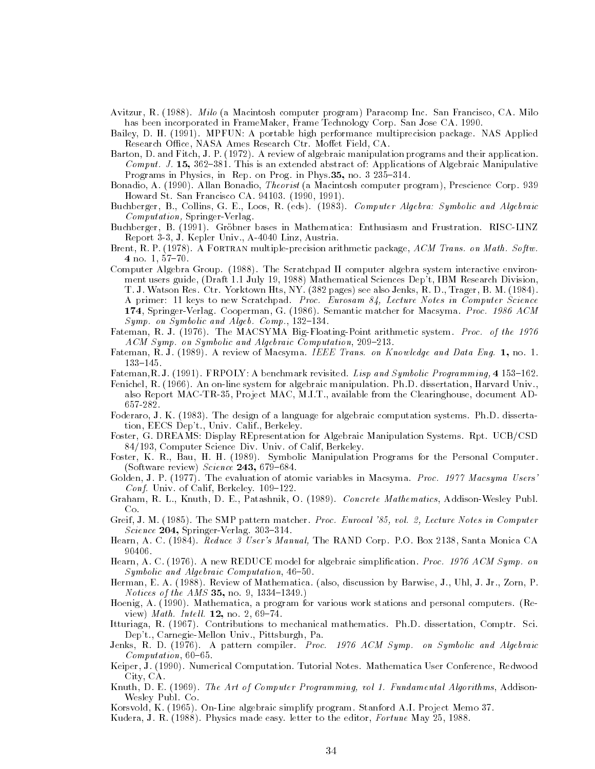Avitzur, R. (1988). *Milo* (a Macintosh computer program) Paracomp Inc. San Francisco, CA. Milo has been incorporated in FrameMaker, Frame Technology Corp. San Jose CA. 1990.

Bailey, D. H. (1991). MPFUN: A portable high performance multiprecision package. NAS Applied Research Office, NASA Ames Research Ctr. Moffet Field, CA.

Barton, D. and Fitch, J. P. (1972). A review of algebraic manipulation programs and their application. *Comput. J.* **15,** 362–381. This is an extended abstract of: Applications of Algebraic Manipulative Programs in Physics, in Rep. on Prog. in Phys.**35,** no. 3 235–314.

Bonadio, A. (1990). Allan Bonadio, *Theorist* (a Macintosh computer program), Prescience Corp. 939 Howard St. San Francisco CA. 94103. (1990, 1991).

Buchberger, B., Collins, G. E., Loos, R. (eds). (1983). *Computer Algebra: Symbolic and Algebraic Computation,* Springer-Verlag.

Buchberger, B. (1991). Gröbner bases in Mathematica: Enthusiasm and Frustration. RISC-LINZ Report 3-3, J. Kepler Univ., A-4040 Linz, Austria.

Brent, R. P. (1978). A Fortran multiple-precision arithmetic package, *ACM Trans. on Math. Softw.* **4** no. 1, 57–70.

Computer Algebra Group. (1988). The Scratchpad II computer algebra system interactive environment users guide, (Draft 1.1 July 19, 1988) Mathematical Sciences Dep't, IBM Research Division, T. J. Watson Res. Ctr. Yorktown Hts, NY. (382 pages) see also Jenks, R. D., Trager, B. M. (1984). A primer: 11 keys to new Scratchpad. *Proc. Eurosam 84, Lecture Notes in Computer Science* **174**, Springer-Verlag. Cooperman, G. (1986). Semantic matcher for Macsyma. *Proc. 1986 ACM Symp. on Symbolic and Algeb. Comp.*, 132–134.

Fateman, R. J. (1976). The MACSYMA Big-Floating-Point arithmetic system. *Proc. of the 1976 ACM Symp. on Symbolic and Algebraic Computation*, 209–213.

Fateman, R. J. (1989). A review of Macsyma. *IEEE Trans. on Knowledge and Data Eng.* **1,** no. 1. 133–145.

Fateman,R.J. (1991). FRPOLY: A benchmark revisited. *Lisp and Symbolic Programming,* **4** 153–162.

Fenichel, R. (1966). An on-line system for algebraic manipulation. Ph.D. dissertation, Harvard Univ., also Report MAC-TR-35, Project MAC, M.I.T., available from the Clearinghouse, document AD-657-282.

Foderaro, J. K. (1983). The design of a language for algebraic computation systems. Ph.D. dissertation, EECS Dep't., Univ. Calif., Berkeley.

Foster, G. DREAMS: Display REpresentation for Algebraic Manipulation Systems. Rpt. UCB/CSD 84/193, Computer Science Div. Univ. of Calif, Berkeley.

Foster, K. R., Bau, H. H. (1989). Symbolic Manipulation Programs for the Personal Computer. (Software review) *Science* **243,** 679–684.

Golden, J. P. (1977). The evaluation of atomic variables in Macsyma. *Proc. 1977 Macsyma Users' Conf.* Univ. of Calif, Berkeley. 109–122.

Graham, R. L., Knuth, D. E., Patashnik, O. (1989). *Concrete Mathematics*, Addison-Wesley Publ. Co.

Greif, J. M. (1985). The SMP pattern matcher. *Proc. Eurocal '85, vol. 2, Lecture Notes in Computer Science* **204,** Springer-Verlag. 303–314.

Hearn, A. C. (1984). *Reduce 3 User's Manual,* The RAND Corp. P.O. Box 2138, Santa Monica CA 90406.

Hearn, A. C. (1976). A new REDUCE model for algebraic simplification. *Proc. 1976 ACM Symp. on Symbolic and Algebraic Computation*, 46–50.

Herman, E. A. (1988). Review of Mathematica. (also, discussion by Barwise, J., Uhl, J. Jr., Zorn, P. *Notices of the AMS* **35,** no. 9, 1334–1349.)

Hoenig, A. (1990). Mathematica, a program for various work stations and personal computers. (Review) *Math. Intell.* **12,** no. 2, 69–74.

Itturiaga, R. (1967). Contributions to mechanical mathematics. Ph.D. dissertation, Comptr. Sci. Dep't., Carnegie-Mellon Univ., Pittsburgh, Pa.

Jenks, R. D. (1976). A pattern compiler. *Proc. 1976 ACM Symp. on Symbolic and Algebraic Computation*, 60–65.

Keiper, J. (1990). Numerical Computation. Tutorial Notes. Mathematica User Conference, Redwood City, CA.

Knuth, D. E. (1969). *The Art of Computer Programming, vol 1. Fundamental Algorithms*, Addison-Wesley Publ. Co.

Korsvold, K. (1965). On-Line algebraic simplify program. Stanford A.I. Project Memo 37.

Kudera, J. R. (1988). Physics made easy. letter to the editor, *Fortune* May 25, 1988.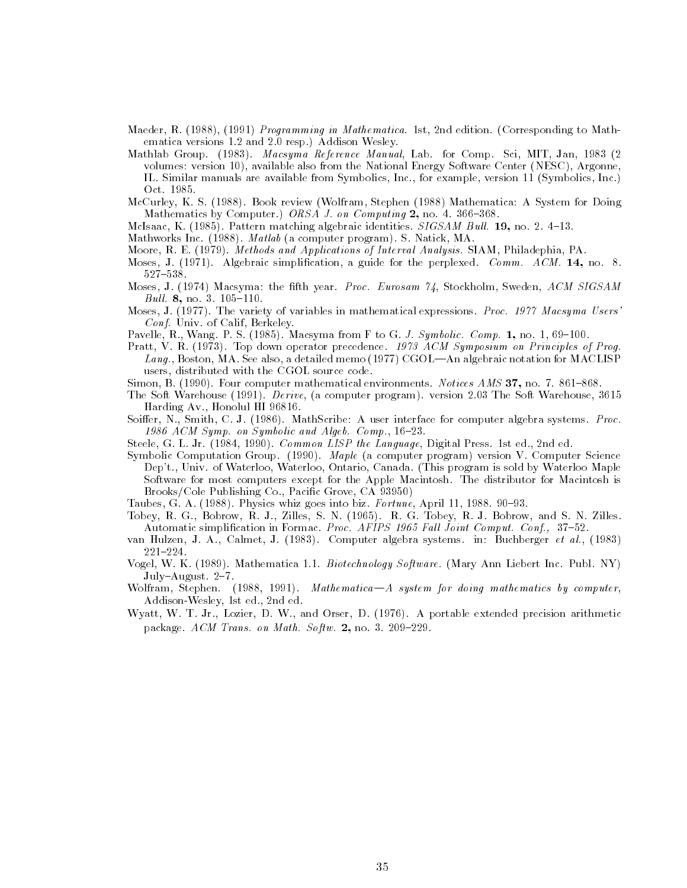Maeder, R. (1988), (1991) *Programming in Mathematica*. 1st, 2nd edition. (Corresponding to Mathematica versions 1.2 and 2.0 resp.) Addison Wesley.

Mathlab Group. (1983). *Macsyma Reference Manual*, Lab. for Comp. Sci, MIT, Jan, 1983 (2 volumes: version 10), available also from the National Energy Software Center (NESC), Argonne, IL. Similar manuals are available from Symbolics, Inc., for example, version 11 (Symbolics, Inc.) Oct. 1985.

McCurley, K. S. (1988). Book review (Wolfram, Stephen (1988) Mathematica: A System for Doing Mathematics by Computer.) *ORSA J. on Computing* **2,** no. 4. 366–368.

McIsaac, K. (1985). Pattern matching algebraic identities. *SIGSAM Bull.* **19,** no. 2. 4–13.

Mathworks Inc. (1988). *Matlab* (a computer program). S. Natick, MA.

Moore, R. E. (1979). *Methods and Applications of Interval Analysis.* SIAM, Philadephia, PA.

Moses, J. (1971). Algebraic simplification, a guide for the perplexed. *Comm. ACM.* **14,** no. 8. 527–538.

Moses, J. (1974) Macsyma: the fifth year. *Proc. Eurosam 74*, Stockholm, Sweden, *ACM SIGSAM Bull.* **8,** no. 3. 105–110.

Moses, J. (1977). The variety of variables in mathematical expressions. *Proc. 1977 Macsyma Users' Conf.* Univ. of Calif, Berkeley.

Pavelle, R., Wang. P. S. (1985). Macsyma from F to G. *J. Symbolic. Comp.* **1,** no. 1, 69–100.

Pratt, V. R. (1973). Top down operator precedence. *1973 ACM Symposium on Principles of Prog. Lang.*, Boston, MA. See also, a detailed memo (1977) CGOL—An algebraic notation for MACLISP users, distributed with the CGOL source code.

Simon, B. (1990). Four computer mathematical environments. *Notices AMS* **37,** no. 7. 861–868.

The Soft Warehouse (1991). *Derive*, (a computer program). version 2.03 The Soft Warehouse, 3615 Harding Av., Honolul HI 96816.

Soiffer, N., Smith, C. J. (1986). MathScribe: A user interface for computer algebra systems. *Proc. 1986 ACM Symp. on Symbolic and Algeb. Comp.*, 16–23.

Steele, G. L. Jr. (1984, 1990). *Common LISP the Language*, Digital Press. 1st ed., 2nd ed.

Symbolic Computation Group. (1990). *Maple* (a computer program) version V. Computer Science Dep't., Univ. of Waterloo, Waterloo, Ontario, Canada. (This program is sold by Waterloo Maple Software for most computers except for the Apple Macintosh. The distributor for Macintosh is Brooks/Cole Publishing Co., Pacific Grove, CA 93950)

Taubes, G. A. (1988). Physics whiz goes into biz. *Fortune*, April 11, 1988. 90–93.

Tobey, R. G., Bobrow, R. J., Zilles, S. N. (1965). R. G. Tobey, R. J. Bobrow, and S. N. Zilles. Automatic simplification in Formac. *Proc. AFIPS 1965 Fall Joint Comput. Conf.,* 37–52.

van Hulzen, J. A., Calmet, J. (1983). Computer algebra systems. in: Buchberger *et al.*, (1983) 221–224.

Vogel, W. K. (1989). Mathematica 1.1. *Biotechnology Software.* (Mary Ann Liebert Inc. Publ. NY) July–August. 2–7.

Wolfram, Stephen. (1988, 1991). *Mathematica—A system for doing mathematics by computer*, Addison-Wesley, 1st ed., 2nd ed.

Wyatt, W. T. Jr., Lozier, D. W., and Orser, D. (1976). A portable extended precision arithmetic package. *ACM Trans. on Math. Softw.* **2,** no. 3. 209–229.